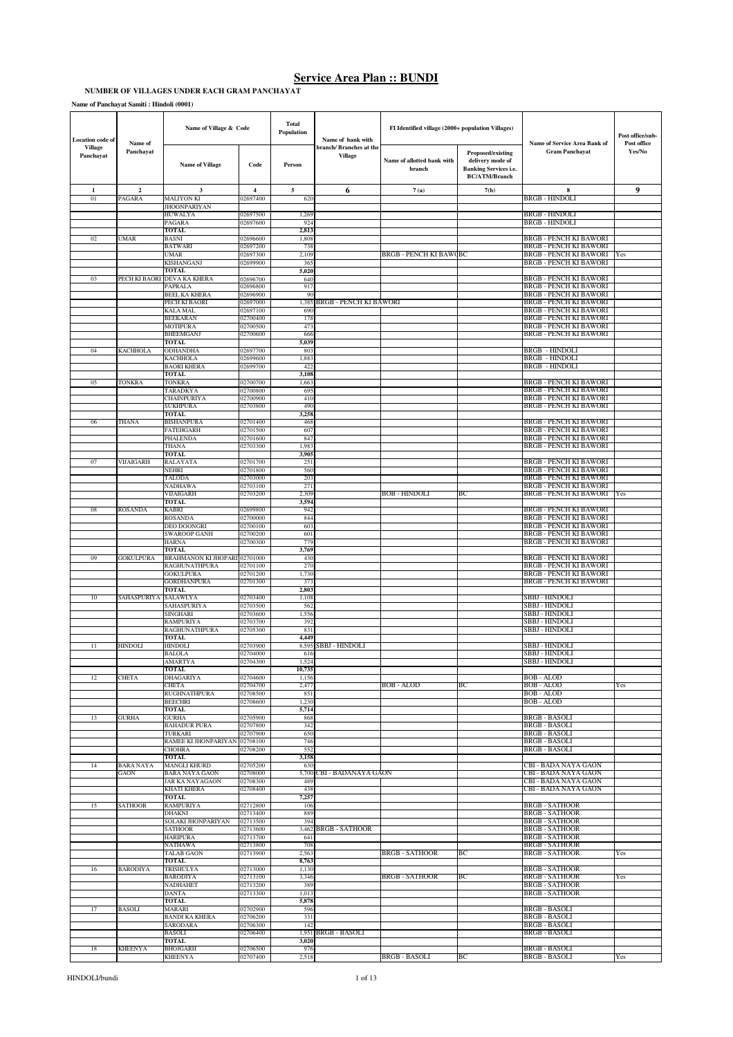# Service Area Plan :: BUNDI

**NUMBER OF VILLAGES UNDER EACH GRAM PANCHAYAT**

**Name of Panchayat Samiti : Hindoli (0001)**

| Location code of Village Panchayat | Name of Panchayat | Name of Village & Code | | Total Population | Name of bank with branch/ Branches at the Village | FI Identified village (2000+ population Villages) | | Name of Service Area Bank of Gram Panchayat | Post office/sub-Post office Yes/No |
|---|---|---|---|---|---|---|---|---|---|
| | | Name of Village | Code | Person | | Name of allotted bank with branch | Proposed/existing delivery mode of Banking Services i.e. BC/ATM/Branch | | |
| 1 | 2 | 3 | 4 | 5 | 6 | 7 (a) | 7(b) | 8 | 9 |
| 01 | PAGARA | MALIYON KI JHOONPARIYAN | 02697400 | 620 | | | | BRGB - HINDOLI | |
| | | HUWALYA | 02697500 | 1,269 | | | | BRGB - HINDOLI | |
| | | PAGARA | 02697600 | 924 | | | | BRGB - HINDOLI | |
| | | TOTAL | | 2,813 | | | | | |
| 02 | UMAR | BASNI | 02696600 | 1,808 | | | | BRGB - PENCH KI BAWORI | |
| | | BATWARI | 02697200 | 738 | | | | BRGB - PENCH KI BAWORI | |
| | | UMAR | 02697300 | 2,109 | | BRGB - PENCH KI BAWORI | BC | BRGB - PENCH KI BAWORI | Yes |
| | | KISHANGANJ | 02699900 | 365 | | | | BRGB - PENCH KI BAWORI | |
| | | TOTAL | | 5,020 | | | | | |
| 03 | PECH KI BAORI | DEVA KA KHERA | 02696700 | 640 | | | | BRGB - PENCH KI BAWORI | |
| | | PAPRALA | 02696800 | 917 | | | | BRGB - PENCH KI BAWORI | |
| | | BEEL KA KHERA | 02696900 | 90 | | | | BRGB - PENCH KI BAWORI | |
| | | PECH KI BAORI | 02697000 | 1,385 | BRGB - PENCH KI BAWORI | | | BRGB - PENCH KI BAWORI | |
| | | KALA MAL | 02697100 | 690 | | | | BRGB - PENCH KI BAWORI | |
| | | BEEKARAN | 02700400 | 178 | | | | BRGB - PENCH KI BAWORI | |
| | | MOTIPURA | 02700500 | 473 | | | | BRGB - PENCH KI BAWORI | |
| | | BHEEMGANJ | 02700600 | 666 | | | | BRGB - PENCH KI BAWORI | |
| | | TOTAL | | 5,039 | | | | | |
| 04 | KACHHOLA | ODHANDHA | 02697700 | 803 | | | | BRGB - HINDOLI | |
| | | KACHHOLA | 02699600 | 1,883 | | | | BRGB - HINDOLI | |
| | | BAORI KHERA | 02699700 | 422 | | | | BRGB - HINDOLI | |
| | | TOTAL | | 3,108 | | | | | |
| 05 | TONKRA | TONKRA | 02700700 | 1,663 | | | | BRGB - PENCH KI BAWORI | |
| | | TARADKYA | 02700800 | 695 | | | | BRGB - PENCH KI BAWORI | |
| | | CHAINPURIYA | 02700900 | 410 | | | | BRGB - PENCH KI BAWORI | |
| | | SUKHPURA | 02703800 | 490 | | | | BRGB - PENCH KI BAWORI | |
| | | TOTAL | | 3,258 | | | | | |
| 06 | THANA | BISHANPURA | 02701400 | 468 | | | | BRGB - PENCH KI BAWORI | |
| | | FATEHGARH | 02701500 | 607 | | | | BRGB - PENCH KI BAWORI | |
| | | PHALENDA | 02701600 | 847 | | | | BRGB - PENCH KI BAWORI | |
| | | THANA | 02703300 | 1,983 | | | | BRGB - PENCH KI BAWORI | |
| | | TOTAL | | 3,905 | | | | | |
| 07 | VIJAIGARH | RALAYATA | 02701700 | 251 | | | | BRGB - PENCH KI BAWORI | |
| | | NEHRI | 02701800 | 560 | | | | BRGB - PENCH KI BAWORI | |
| | | TALODA | 02703000 | 203 | | | | BRGB - PENCH KI BAWORI | |
| | | NADHAWA | 02703100 | 271 | | | | BRGB - PENCH KI BAWORI | |
| | | VIJAIGARH | 02703200 | 2,309 | | BOB - HINDOLI | BC | BRGB - PENCH KI BAWORI | Yes |
| | | TOTAL | | 3,594 | | | | | |
| 08 | ROSANDA | KABRI | 02699800 | 942 | | | | BRGB - PENCH KI BAWORI | |
| | | ROSANDA | 02700000 | 844 | | | | BRGB - PENCH KI BAWORI | |
| | | DEO DOONGRI | 02700100 | 603 | | | | BRGB - PENCH KI BAWORI | |
| | | SWAROOP GANH | 02700200 | 601 | | | | BRGB - PENCH KI BAWORI | |
| | | HARNA | 02700300 | 779 | | | | BRGB - PENCH KI BAWORI | |
| | | TOTAL | | 3,769 | | | | | |
| 09 | GOKULPURA | BRAHMANON KI JHOPARI | 02701000 | 430 | | | | BRGB - PENCH KI BAWORI | |
| | | RAGHUNATHPURA | 02701100 | 270 | | | | BRGB - PENCH KI BAWORI | |
| | | GOKULPURA | 02701200 | 1,730 | | | | BRGB - PENCH KI BAWORI | |
| | | GORDHANPURA | 02701300 | 373 | | | | BRGB - PENCH KI BAWORI | |
| | | TOTAL | | 2,803 | | | | | |
| 10 | SAHASPURIYA | SALAWLYA | 02703400 | 1,108 | | | | SBBJ - HINDOLI | |
| | | SAHASPURIYA | 02703500 | 562 | | | | SBBJ - HINDOLI | |
| | | SINGHARI | 02703600 | 1,556 | | | | SBBJ - HINDOLI | |
| | | RAMPURIYA | 02703700 | 392 | | | | SBBJ - HINDOLI | |
| | | RAGHUNATHPURA | 02705300 | 831 | | | | SBBJ - HINDOLI | |
| | | TOTAL | | 4,449 | | | | | |
| 11 | HINDOLI | HINDOLI | 02703900 | 8,595 | SBBJ - HINDOLI | | | SBBJ - HINDOLI | |
| | | BALOLA | 02704000 | 616 | | | | SBBJ - HINDOLI | |
| | | AMARTYA | 02704300 | 1,524 | | | | SBBJ - HINDOLI | |
| | | TOTAL | | 10,735 | | | | | |
| 12 | CHETA | DHAGARIYA | 02704600 | 1,156 | | | | BOB - ALOD | |
| | | CHETA | 02704700 | 2,477 | | BOB - ALOD | BC | BOB - ALOD | Yes |
| | | RUGHNATHPURA | 02708500 | 851 | | | | BOB - ALOD | |
| | | BEECHRI | 02708600 | 1,230 | | | | BOB - ALOD | |
| | | TOTAL | | 5,714 | | | | | |
| 13 | GURHA | GURHA | 02705900 | 868 | | | | BRGB - BASOLI | |
| | | BAHADUR PURA | 02707800 | 342 | | | | BRGB - BASOLI | |
| | | TURKARI | 02707900 | 650 | | | | BRGB - BASOLI | |
| | | RAMEE KI JHONPARIYAN | 02708100 | 746 | | | | BRGB - BASOLI | |
| | | CHOHRA | 02708200 | 552 | | | | BRGB - BASOLI | |
| | | TOTAL | | 3,158 | | | | | |
| 14 | BARA NAYA GAON | MANGLI KHURD | 02705200 | 630 | | | | CBI - BADA NAYA GAON | |
| | | BARA NAYA GAON | 02708000 | 5,700 | CBI - BADANAYA GAON | | | CBI - BADA NAYA GAON | |
| | | JAR KA NAYAGAON | 02708300 | 489 | | | | CBI - BADA NAYA GAON | |
| | | KHATI KHERA | 02708400 | 438 | | | | CBI - BADA NAYA GAON | |
| | | TOTAL | | 7,257 | | | | | |
| 15 | SATHOOR | RAMPURIYA | 02712800 | 106 | | | | BRGB - SATHOOR | |
| | | DHAKNI | 02713400 | 889 | | | | BRGB - SATHOOR | |
| | | SOLAKI JHONPARIYAN | 02713500 | 394 | | | | BRGB - SATHOOR | |
| | | SATHOOR | 02713600 | 3,462 | BRGB - SATHOOR | | | BRGB - SATHOOR | |
| | | HARIPURA | 02713700 | 641 | | | | BRGB - SATHOOR | |
| | | NATHAWA | 02713800 | 708 | | | | BRGB - SATHOOR | |
| | | TALAB GAON | 02713900 | 2,563 | | BRGB - SATHOOR | BC | BRGB - SATHOOR | Yes |
| | | TOTAL | | 8,763 | | | | | |
| 16 | BARODIYA | TRISHULYA | 02713000 | 1,130 | | | | BRGB - SATHOOR | |
| | | BARODIYA | 02713100 | 3,346 | | BRGB - SATHOOR | BC | BRGB - SATHOOR | Yes |
| | | NADHAHET | 02713200 | 389 | | | | BRGB - SATHOOR | |
| | | DANTA | 02713300 | 1,013 | | | | BRGB - SATHOOR | |
| | | TOTAL | | 5,878 | | | | | |
| 17 | BASOLI | MARARI | 02702900 | 596 | | | | BRGB - BASOLI | |
| | | BANDI KA KHERA | 02706200 | 331 | | | | BRGB - BASOLI | |
| | | SARODARA | 02706300 | 142 | | | | BRGB - BASOLI | |
| | | BASOLI | 02706400 | 1,951 | BRGB - BASOLI | | | BRGB - BASOLI | |
| | | TOTAL | | 3,020 | | | | | |
| 18 | KHEENYA | BHOJGARH | 02706500 | 976 | | | | BRGB - BASOLI | |
| | | KHEENYA | 02707400 | 2,518 | | BRGB - BASOLI | BC | BRGB - BASOLI | Yes |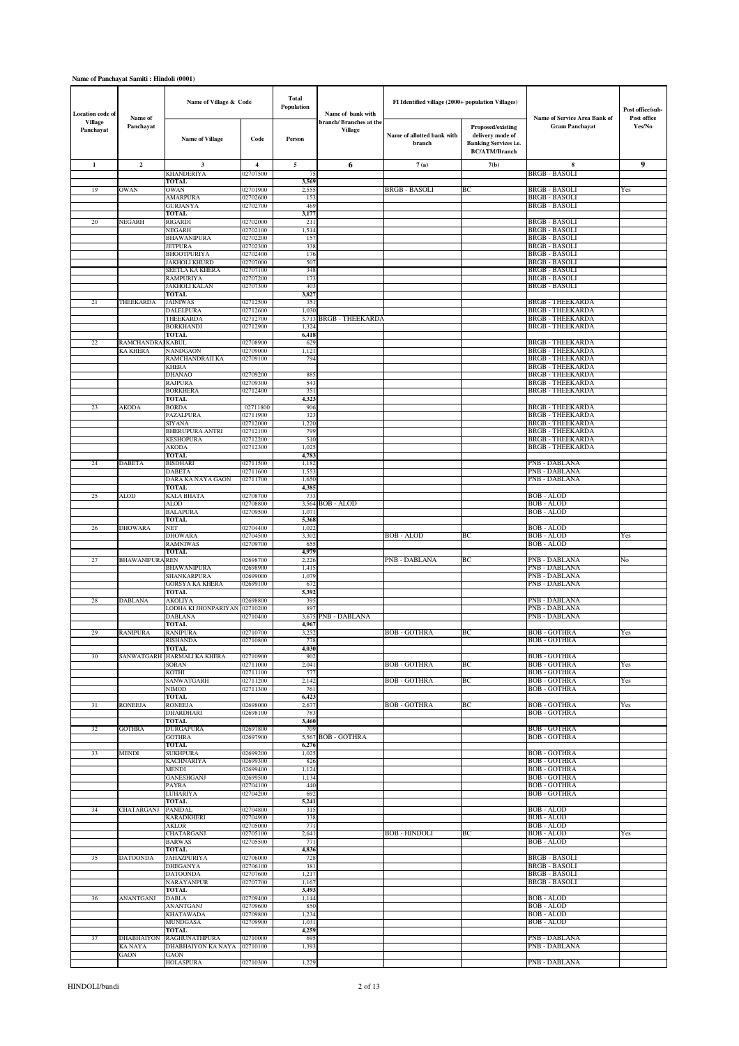**Name of Panchayat Samiti : Hindoli (0001)**

| Location code of Village Panchayat | Name of Panchayat | Name of Village & Code | | Total Population | Name of bank with branch/ Branches at the Village | FI Identified village (2000+ population Villages) | | Name of Service Area Bank of Gram Panchayat | Post office/sub-Post office Yes/No |
|---|---|---|---|---|---|---|---|---|---|
| | | Name of Village | Code | Person | | Name of allotted bank with branch | Proposed/existing delivery mode of Banking Services i.e. BC/ATM/Branch | | |
| 1 | 2 | 3 | 4 | 5 | 6 | 7 (a) | 7(b) | 8 | 9 |
| | | KHANDERIYA | 02707500 | 75 | | | | BRGB - BASOLI | |
| | | TOTAL | | 3,569 | | | | | |
| 19 | OWAN | OWAN | 02701900 | 2,555 | | BRGB - BASOLI | BC | BRGB - BASOLI | Yes |
| | | AMARPURA | 02702600 | 153 | | | | BRGB - BASOLI | |
| | | GURJANYA | 02702700 | 469 | | | | BRGB - BASOLI | |
| | | TOTAL | | 3,177 | | | | | |
| 20 | NEGARH | RIGARDI | 02702000 | 211 | | | | BRGB - BASOLI | |
| | | NEGARH | 02702100 | 1,514 | | | | BRGB - BASOLI | |
| | | BHAWANIPURA | 02702200 | 157 | | | | BRGB - BASOLI | |
| | | JETPURA | 02702300 | 338 | | | | BRGB - BASOLI | |
| | | BHOOTPURIYA | 02702400 | 176 | | | | BRGB - BASOLI | |
| | | JAKHOLI KHURD | 02707000 | 507 | | | | BRGB - BASOLI | |
| | | SEETLA KA KHERA | 02707100 | 348 | | | | BRGB - BASOLI | |
| | | RAMPURIYA | 02707200 | 173 | | | | BRGB - BASOLI | |
| | | JAKHOLI KALAN | 02707300 | 403 | | | | BRGB - BASOLI | |
| | | TOTAL | | 3,827 | | | | | |
| 21 | THEEKARDA | JAINIWAS | 02712500 | 351 | | | | BRGB - THEEKARDA | |
| | | DALELPURA | 02712600 | 1,030 | | | | BRGB - THEEKARDA | |
| | | THEEKARDA | 02712700 | 3,713 | BRGB - THEEKARDA | | | BRGB - THEEKARDA | |
| | | BORKHANDI | 02712900 | 1,324 | | | | BRGB - THEEKARDA | |
| | | TOTAL | | 6,418 | | | | | |
| 22 | RAMCHANDRAJI KA KHERA | KABUL | 02708900 | 629 | | | | BRGB - THEEKARDA | |
| | | NANDGAON | 02709000 | 1,121 | | | | BRGB - THEEKARDA | |
| | | RAMCHANDRAJI KA KHERA | 02709100 | 794 | | | | BRGB - THEEKARDA | |
| | | | | | | | | BRGB - THEEKARDA | |
| | | DHANAO | 02709200 | 885 | | | | BRGB - THEEKARDA | |
| | | RAJPURA | 02709300 | 543 | | | | BRGB - THEEKARDA | |
| | | BORKHERA | 02712400 | 351 | | | | BRGB - THEEKARDA | |
| | | TOTAL | | 4,323 | | | | | |
| 23 | AKODA | BORDA | 02711800 | 906 | | | | BRGB - THEEKARDA | |
| | | FAZALPURA | 02711900 | 323 | | | | BRGB - THEEKARDA | |
| | | SIYANA | 02712000 | 1,220 | | | | BRGB - THEEKARDA | |
| | | BHERUPURA ANTRI | 02712100 | 799 | | | | BRGB - THEEKARDA | |
| | | KESHOPURA | 02712200 | 510 | | | | BRGB - THEEKARDA | |
| | | AKODA | 02712300 | 1,025 | | | | BRGB - THEEKARDA | |
| | | TOTAL | | 4,783 | | | | | |
| 24 | DABETA | BISDHARI | 02711500 | 1,182 | | | | PNB - DABLANA | |
| | | DABETA | 02711600 | 1,553 | | | | PNB - DABLANA | |
| | | DARA KA NAYA GAON | 02711700 | 1,650 | | | | PNB - DABLANA | |
| | | TOTAL | | 4,385 | | | | | |
| 25 | ALOD | KALA BHATA | 02708700 | 733 | | | | BOB - ALOD | |
| | | ALOD | 02708800 | 3,564 | BOB - ALOD | | | BOB - ALOD | |
| | | BALAPURA | 02709500 | 1,071 | | | | BOB - ALOD | |
| | | TOTAL | | 5,368 | | | | | |
| 26 | DHOWARA | NET | 02704400 | 1,022 | | | | BOB - ALOD | |
| | | DHOWARA | 02704500 | 3,302 | | BOB - ALOD | BC | BOB - ALOD | Yes |
| | | RAMNIWAS | 02709700 | 655 | | | | BOB - ALOD | |
| | | TOTAL | | 4,979 | | | | | |
| 27 | BHAWANIPURA | REN | 02698700 | 2,226 | | PNB - DABLANA | BC | PNB - DABLANA | No |
| | | BHAWANIPURA | 02698900 | 1,415 | | | | PNB - DABLANA | |
| | | SHANKARPURA | 02699000 | 1,079 | | | | PNB - DABLANA | |
| | | GORSYA KA KHERA | 02699100 | 672 | | | | PNB - DABLANA | |
| | | TOTAL | | 5,392 | | | | | |
| 28 | DABLANA | AKOLIYA | 02698800 | 395 | | | | PNB - DABLANA | |
| | | LODHA KI JHONPARIYAN | 02710200 | 897 | | | | PNB - DABLANA | |
| | | DABLANA | 02710400 | 3,675 | PNB - DABLANA | | | PNB - DABLANA | |
| | | TOTAL | | 4,967 | | | | | |
| 29 | RANIPURA | RANIPURA | 02710700 | 3,252 | | BOB - GOTHRA | BC | BOB - GOTHRA | Yes |
| | | RISHANDA | 02710800 | 778 | | | | BOB - GOTHRA | |
| | | TOTAL | | 4,030 | | | | | |
| 30 | SANWATGARH | HARMALI KA KHERA | 02710900 | 902 | | | | BOB - GOTHRA | |
| | | SORAN | 02711000 | 2,041 | | BOB - GOTHRA | BC | BOB - GOTHRA | Yes |
| | | KOTHI | 02711100 | 577 | | | | BOB - GOTHRA | |
| | | SANWATGARH | 02711200 | 2,142 | | BOB - GOTHRA | BC | BOB - GOTHRA | Yes |
| | | NIMOD | 02711300 | 761 | | | | BOB - GOTHRA | |
| | | TOTAL | | 6,423 | | | | | |
| 31 | RONEEJA | RONEEJA | 02698000 | 2,677 | | BOB - GOTHRA | BC | BOB - GOTHRA | Yes |
| | | DHARDHARI | 02698100 | 783 | | | | BOB - GOTHRA | |
| | | TOTAL | | 3,460 | | | | | |
| 32 | GOTHRA | DURGAPURA | 02697800 | 709 | | | | BOB - GOTHRA | |
| | | GOTHRA | 02697900 | 5,567 | BOB - GOTHRA | | | BOB - GOTHRA | |
| | | TOTAL | | 6,276 | | | | | |
| 33 | MENDI | SUKHPURA | 02699200 | 1,025 | | | | BOB - GOTHRA | |
| | | KACHNARIYA | 02699300 | 826 | | | | BOB - GOTHRA | |
| | | MENDI | 02699400 | 1,124 | | | | BOB - GOTHRA | |
| | | GANESHGANJ | 02699500 | 1,134 | | | | BOB - GOTHRA | |
| | | PAYRA | 02704100 | 440 | | | | BOB - GOTHRA | |
| | | LUHARIYA | 02704200 | 692 | | | | BOB - GOTHRA | |
| | | TOTAL | | 5,241 | | | | | |
| 34 | CHATARGANJ | PANIDAL | 02704800 | 315 | | | | BOB - ALOD | |
| | | KARADKHERI | 02704900 | 338 | | | | BOB - ALOD | |
| | | AKLOR | 02705000 | 771 | | | | BOB - ALOD | |
| | | CHATARGANJ | 02705100 | 2,641 | | BOB - HINDOLI | BC | BOB - ALOD | Yes |
| | | BARWAS | 02705500 | 771 | | | | BOB - ALOD | |
| | | TOTAL | | 4,836 | | | | | |
| 35 | DATOONDA | JAHAZPURIYA | 02706000 | 728 | | | | BRGB - BASOLI | |
| | | DHEGANYA | 02706100 | 381 | | | | BRGB - BASOLI | |
| | | DATOONDA | 02707600 | 1,217 | | | | BRGB - BASOLI | |
| | | NARAYANPUR | 02707700 | 1,167 | | | | BRGB - BASOLI | |
| | | TOTAL | | 3,493 | | | | | |
| 36 | ANANTGANJ | DABLA | 02709400 | 1,144 | | | | BOB - ALOD | |
| | | ANANTGANJ | 02709600 | 850 | | | | BOB - ALOD | |
| | | KHATAWADA | 02709800 | 1,234 | | | | BOB - ALOD | |
| | | MUNDGASA | 02709900 | 1,031 | | | | BOB - ALOD | |
| | | TOTAL | | 4,259 | | | | | |
| 37 | DHABHAIYON KA NAYA GAON | RAGHUNATHPURA | 02710000 | 695 | | | | PNB - DABLANA | |
| | | DHABHAIYON KA NAYA GAON | 02710100 | 1,393 | | | | PNB - DABLANA | |
| | | HOLASPURA | 02710300 | 1,229 | | | | PNB - DABLANA | |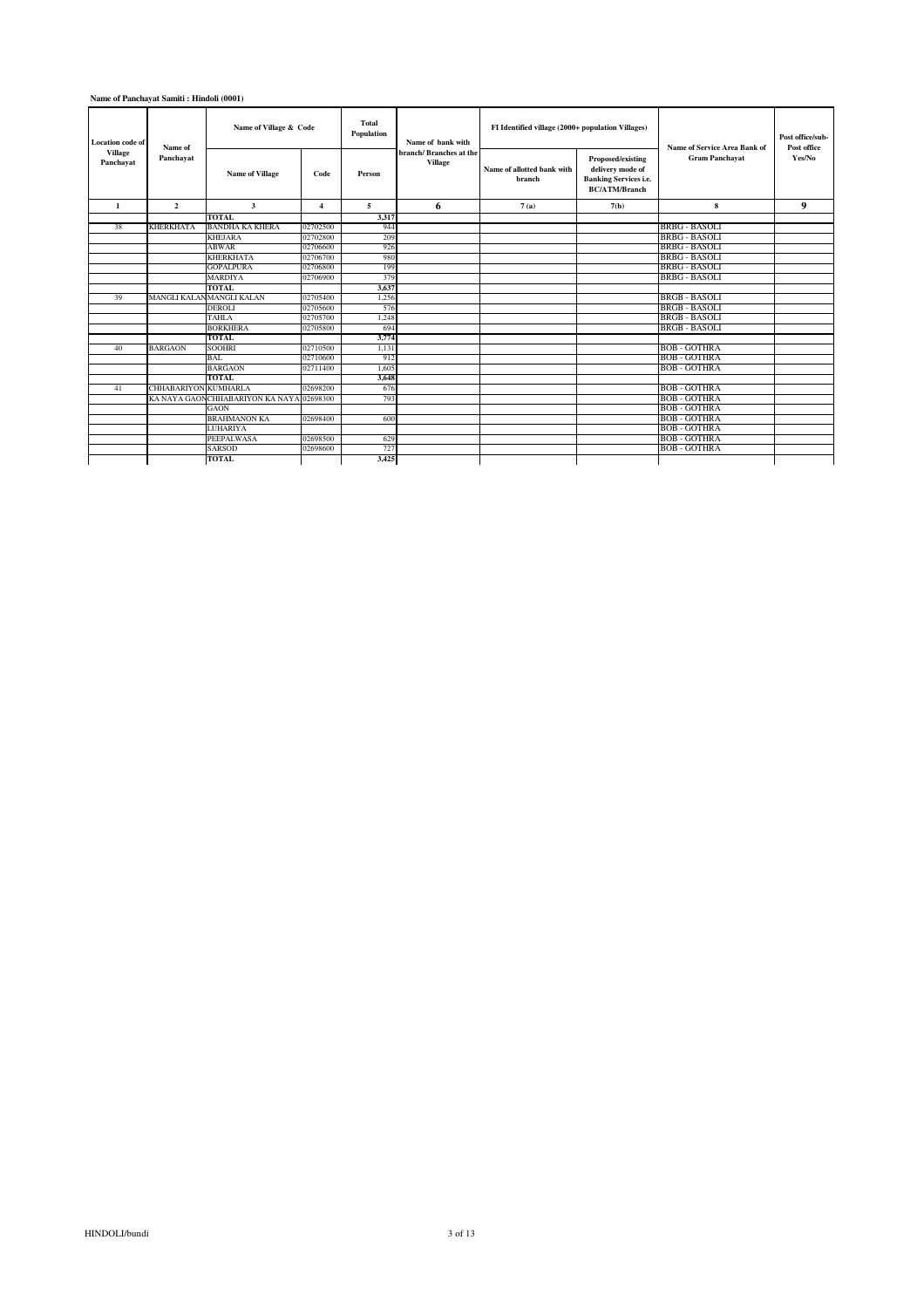**Name of Panchayat Samiti : Hindoli (0001)**

| Location code of Village Panchayat | Name of Panchayat | Name of Village & Code | | Total Population | Name of bank with branch/ Branches at the Village | FI Identified village (2000+ population Villages) | | Name of Service Area Bank of Gram Panchayat | Post office/sub-Post office Yes/No |
|---|---|---|---|---|---|---|---|---|---|
| | | Name of Village | Code | Person | | Name of allotted bank with branch | Proposed/existing delivery mode of Banking Services i.e. BC/ATM/Branch | | |
| 1 | 2 | 3 | 4 | 5 | 6 | 7 (a) | 7(b) | 8 | 9 |
| | | TOTAL | | 3,317 | | | | | |
| 38 | KHERKHATA | BANDHA KA KHERA | 02702500 | 944 | | | | BRBG - BASOLI | |
| | | KHEJARA | 02702800 | 209 | | | | BRBG - BASOLI | |
| | | ABWAR | 02706600 | 926 | | | | BRBG - BASOLI | |
| | | KHERKHATA | 02706700 | 980 | | | | BRBG - BASOLI | |
| | | GOPALPURA | 02706800 | 199 | | | | BRBG - BASOLI | |
| | | MARDIYA | 02706900 | 379 | | | | BRBG - BASOLI | |
| | | TOTAL | | 3,637 | | | | | |
| 39 | MANGLI KALAN | MANGLI KALAN | 02705400 | 1,256 | | | | BRGB - BASOLI | |
| | | DEROLI | 02705600 | 576 | | | | BRGB - BASOLI | |
| | | TAHLA | 02705700 | 1,248 | | | | BRGB - BASOLI | |
| | | BORKHERA | 02705800 | 694 | | | | BRGB - BASOLI | |
| | | TOTAL | | 3,774 | | | | | |
| 40 | BARGAON | SOOHRI | 02710500 | 1,131 | | | | BOB - GOTHRA | |
| | | BAL | 02710600 | 912 | | | | BOB - GOTHRA | |
| | | BARGAON | 02711400 | 1,605 | | | | BOB - GOTHRA | |
| | | TOTAL | | 3,648 | | | | | |
| 41 | CHHABARIYON KA NAYA GAON | KUMHARLA | 02698200 | 676 | | | | BOB - GOTHRA | |
| | | CHHABARIYON KA NAYA GAON | 02698300 | 793 | | | | BOB - GOTHRA | |
| | | BRAHMANON KA LUHARIYA | 02698400 | 600 | | | | BOB - GOTHRA | |
| | | PEEPALWASA | 02698500 | 629 | | | | BOB - GOTHRA | |
| | | SARSOD | 02698600 | 727 | | | | BOB - GOTHRA | |
| | | TOTAL | | 3,425 | | | | | |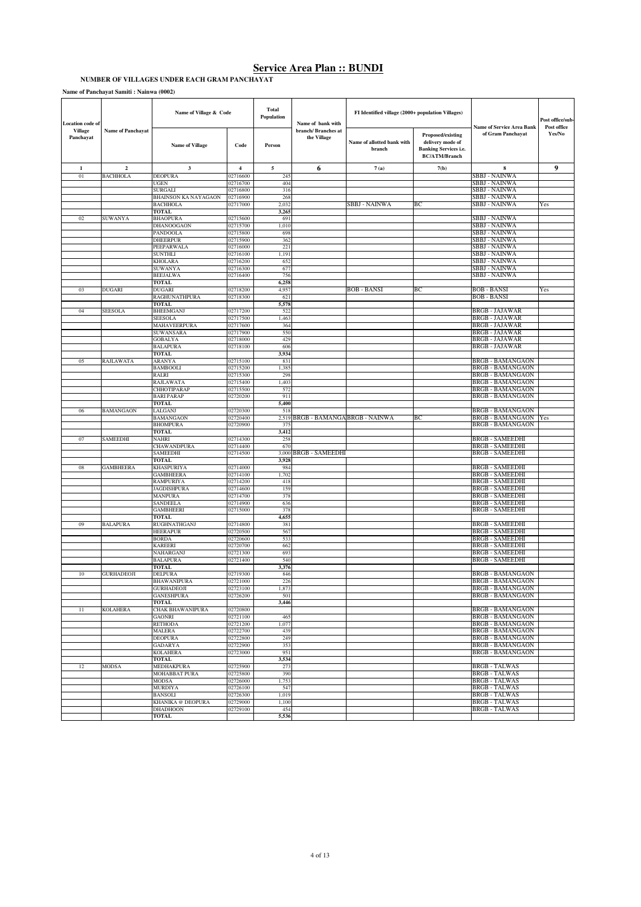# Service Area Plan :: BUNDI

**NUMBER OF VILLAGES UNDER EACH GRAM PANCHAYAT**

**Name of Panchayat Samiti : Nainwa (0002)**

| Location code of Village Panchayat | Name of Panchayat | Name of Village & Code | | Total Population | Name of bank with branch/ Branches at the Village | FI Identified village (2000+ population Villages) | | Name of Service Area Bank of Gram Panchayat | Post office/sub-Post office Yes/No |
|---|---|---|---|---|---|---|---|---|---|
| | | Name of Village | Code | Person | | Name of allotted bank with branch | Proposed/existing delivery mode of Banking Services i.e. BC/ATM/Branch | | |
| 1 | 2 | 3 | 4 | 5 | 6 | 7 (a) | 7(b) | 8 | 9 |
| 01 | BACHHOLA | DEOPURA | 02716600 | 245 | | | | SBBJ - NAINWA | |
| | | UGEN | 02716700 | 404 | | | | SBBJ - NAINWA | |
| | | SURGALI | 02716800 | 316 | | | | SBBJ - NAINWA | |
| | | BHAINSON KA NAYAGAON | 02716900 | 268 | | | | SBBJ - NAINWA | |
| | | BACHHOLA | 02717000 | 2,032 | | SBBJ - NAINWA | BC | SBBJ - NAINWA | Yes |
| | | TOTAL | | 3,265 | | | | | |
| 02 | SUWANYA | BHAOPURA | 02715600 | 691 | | | | SBBJ - NAINWA | |
| | | DHANOOGAON | 02715700 | 1,010 | | | | SBBJ - NAINWA | |
| | | PANDOOLA | 02715800 | 698 | | | | SBBJ - NAINWA | |
| | | DHEERPUR | 02715900 | 362 | | | | SBBJ - NAINWA | |
| | | PEEPARWALA | 02716000 | 221 | | | | SBBJ - NAINWA | |
| | | SUNTHLI | 02716100 | 1,191 | | | | SBBJ - NAINWA | |
| | | KHOLARA | 02716200 | 652 | | | | SBBJ - NAINWA | |
| | | SUWANYA | 02716300 | 677 | | | | SBBJ - NAINWA | |
| | | BEEJALWA | 02716400 | 756 | | | | SBBJ - NAINWA | |
| | | TOTAL | | 6,258 | | | | | |
| 03 | DUGARI | DUGARI | 02718200 | 4,957 | | BOB - BANSI | BC | BOB - BANSI | Yes |
| | | RAGHUNATHPURA | 02718300 | 621 | | | | BOB - BANSI | |
| | | TOTAL | | 5,578 | | | | | |
| 04 | SEESOLA | BHEEMGANJ | 02717200 | 522 | | | | BRGB - JAJAWAR | |
| | | SEESOLA | 02717500 | 1,463 | | | | BRGB - JAJAWAR | |
| | | MAHAVEERPURA | 02717600 | 364 | | | | BRGB - JAJAWAR | |
| | | SUWANSARA | 02717900 | 550 | | | | BRGB - JAJAWAR | |
| | | GOBALYA | 02718000 | 429 | | | | BRGB - JAJAWAR | |
| | | BALAPURA | 02718100 | 606 | | | | BRGB - JAJAWAR | |
| | | TOTAL | | 3,934 | | | | | |
| 05 | RAJLAWATA | ARANYA | 02715100 | 831 | | | | BRGB - BAMANGAON | |
| | | BAMBOOLI | 02715200 | 1,385 | | | | BRGB - BAMANGAON | |
| | | RALRI | 02715300 | 298 | | | | BRGB - BAMANGAON | |
| | | RAJLAWATA | 02715400 | 1,403 | | | | BRGB - BAMANGAON | |
| | | CHHOTIPARAP | 02715500 | 572 | | | | BRGB - BAMANGAON | |
| | | BARI PARAP | 02720200 | 911 | | | | BRGB - BAMANGAON | |
| | | TOTAL | | 5,400 | | | | | |
| 06 | BAMANGAON | LALGANJ | 02720300 | 518 | | | | BRGB - BAMANGAON | |
| | | BAMANGAON | 02720400 | 2,519 | BRGB - BAMANGA | BRGB - NAINWA | BC | BRGB - BAMANGAON | Yes |
| | | BHOMPURA | 02720900 | 375 | | | | BRGB - BAMANGAON | |
| | | TOTAL | | 3,412 | | | | | |
| 07 | SAMEEDHI | NAHRI | 02714300 | 258 | | | | BRGB - SAMEEDHI | |
| | | CHAWANDPURA | 02714400 | 670 | | | | BRGB - SAMEEDHI | |
| | | SAMEEDHI | 02714500 | 3,000 | BRGB - SAMEEDHI | | | BRGB - SAMEEDHI | |
| | | TOTAL | | 3,928 | | | | | |
| 08 | GAMBHEERA | KHASPURIYA | 02714000 | 984 | | | | BRGB - SAMEEDHI | |
| | | GAMBHEERA | 02714100 | 1,702 | | | | BRGB - SAMEEDHI | |
| | | RAMPURIYA | 02714200 | 418 | | | | BRGB - SAMEEDHI | |
| | | JAGDISHPURA | 02714600 | 159 | | | | BRGB - SAMEEDHI | |
| | | MANPURA | 02714700 | 378 | | | | BRGB - SAMEEDHI | |
| | | SANDEELA | 02714900 | 636 | | | | BRGB - SAMEEDHI | |
| | | GAMBHEERI | 02715000 | 378 | | | | BRGB - SAMEEDHI | |
| | | TOTAL | | 4,655 | | | | | |
| 09 | BALAPURA | RUGHNATHGANJ | 02714800 | 381 | | | | BRGB - SAMEEDHI | |
| | | HEERAPUR | 02720500 | 567 | | | | BRGB - SAMEEDHI | |
| | | BORDA | 02720600 | 533 | | | | BRGB - SAMEEDHI | |
| | | KAREERI | 02720700 | 662 | | | | BRGB - SAMEEDHI | |
| | | NAHARGANJ | 02721300 | 693 | | | | BRGB - SAMEEDHI | |
| | | BALAPURA | 02721400 | 540 | | | | BRGB - SAMEEDHI | |
| | | TOTAL | | 3,376 | | | | | |
| 10 | GURHADEOJI | DELPURA | 02719300 | 846 | | | | BRGB - BAMANGAON | |
| | | BHAWANIPURA | 02721000 | 226 | | | | BRGB - BAMANGAON | |
| | | GURHADEOJI | 02723100 | 1,873 | | | | BRGB - BAMANGAON | |
| | | GANESHPURA | 02726200 | 501 | | | | BRGB - BAMANGAON | |
| | | TOTAL | | 3,446 | | | | | |
| 11 | KOLAHERA | CHAK BHAWANIPURA | 02720800 | | | | | BRGB - BAMANGAON | |
| | | GAONRI | 02721100 | 465 | | | | BRGB - BAMANGAON | |
| | | RETHODA | 02721200 | 1,077 | | | | BRGB - BAMANGAON | |
| | | MALERA | 02722700 | 439 | | | | BRGB - BAMANGAON | |
| | | DEOPURA | 02722800 | 249 | | | | BRGB - BAMANGAON | |
| | | GADARYA | 02722900 | 353 | | | | BRGB - BAMANGAON | |
| | | KOLAHERA | 02723000 | 951 | | | | BRGB - BAMANGAON | |
| | | TOTAL | | 3,534 | | | | | |
| 12 | MODSA | MEDHAKPURA | 02725900 | 273 | | | | BRGB - TALWAS | |
| | | MOHABBAT PURA | 02725800 | 390 | | | | BRGB - TALWAS | |
| | | MODSA | 02726000 | 1,753 | | | | BRGB - TALWAS | |
| | | MURDIYA | 02726100 | 547 | | | | BRGB - TALWAS | |
| | | BANSOLI | 02726300 | 1,019 | | | | BRGB - TALWAS | |
| | | KHANIKA @ DEOPURA | 02729000 | 1,100 | | | | BRGB - TALWAS | |
| | | DHADHOON | 02729100 | 454 | | | | BRGB - TALWAS | |
| | | TOTAL | | 5,536 | | | | | |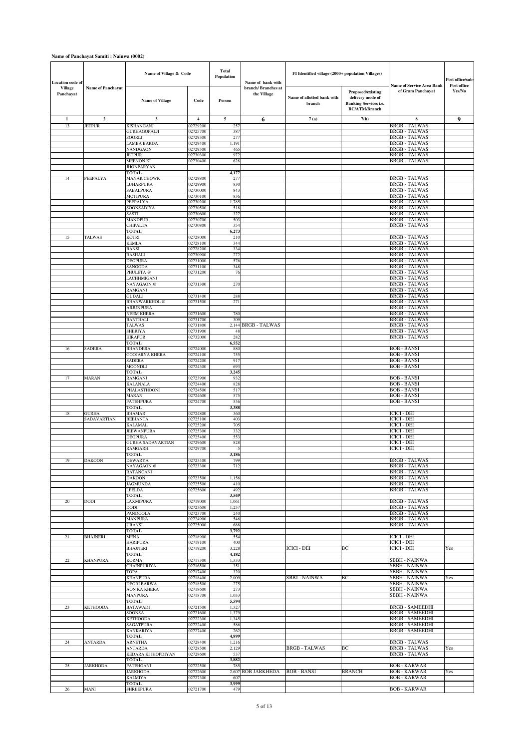**Name of Panchayat Samiti : Nainwa (0002)**

| Location code of Village Panchayat | Name of Panchayat | Name of Village & Code | | Total Population | Name of bank with branch/ Branches at the Village | FI Identified village (2000+ population Villages) | | Name of Service Area Bank of Gram Panchayat | Post office/sub-Post office Yes/No |
|---|---|---|---|---|---|---|---|---|---|
| | | Name of Village | Code | Person | | Name of allotted bank with branch | Proposed/existing delivery mode of Banking Services i.e. BC/ATM/Branch | | |
| 1 | 2 | 3 | 4 | 5 | 6 | 7 (a) | 7(b) | 8 | 9 |
| 13 | JETPUR | KISHANGANJ | 02729200 | 257 | | | | BRGB - TALWAS | |
| | | GURHAGOPALJI | 02725700 | 387 | | | | BRGB - TALWAS | |
| | | SOORLI | 02729300 | 277 | | | | BRGB - TALWAS | |
| | | LAMBA BARDA | 02729400 | 1,191 | | | | BRGB - TALWAS | |
| | | NANDGAON | 02729500 | 465 | | | | BRGB - TALWAS | |
| | | JETPUR | 02730300 | 972 | | | | BRGB - TALWAS | |
| | | MEENON KI | 02730400 | 628 | | | | BRGB - TALWAS | |
| | | JHONPARYAN | | | | | | | |
| | | TOTAL | | 4,177 | | | | | |
| 14 | PEEPALYA | MANAK CHOWK | 02729800 | 277 | | | | BRGB - TALWAS | |
| | | LUHARPURA | 02729900 | 830 | | | | BRGB - TALWAS | |
| | | SABALPURA | 02730000 | 843 | | | | BRGB - TALWAS | |
| | | MOTIPURA | 02730100 | 836 | | | | BRGB - TALWAS | |
| | | PEEPALYA | 02730200 | 1,785 | | | | BRGB - TALWAS | |
| | | SOONSADIYA | 02730500 | 518 | | | | BRGB - TALWAS | |
| | | SASTI | 02730600 | 327 | | | | BRGB - TALWAS | |
| | | MANDPUR | 02730700 | 503 | | | | BRGB - TALWAS | |
| | | CHIPALTA | 02730800 | 354 | | | | BRGB - TALWAS | |
| | | TOTAL | | 6,273 | | | | | |
| 15 | TALWAS | KOTRI | 02728000 | 210 | | | | BRGB - TALWAS | |
| | | KEMLA | 02728100 | 344 | | | | BRGB - TALWAS | |
| | | BANSI | 02728200 | 334 | | | | BRGB - TALWAS | |
| | | RASHALI | 02730900 | 272 | | | | BRGB - TALWAS | |
| | | DEOPURA | 02731000 | 576 | | | | BRGB - TALWAS | |
| | | SANGODA | 02731100 | 348 | | | | BRGB - TALWAS | |
| | | PHULETA @ | 02731200 | 76 | | | | BRGB - TALWAS | |
| | | LACHHMIGANJ | | | | | | BRGB - TALWAS | |
| | | NAYAGAON @ | 02731300 | 270 | | | | BRGB - TALWAS | |
| | | RAMGANJ | | | | | | BRGB - TALWAS | |
| | | GUDALI | 02731400 | 288 | | | | BRGB - TALWAS | |
| | | BHANWARKHOL @ | 02731500 | 271 | | | | BRGB - TALWAS | |
| | | ARJUNPURA | | | | | | BRGB - TALWAS | |
| | | NEEM KHERA | 02731600 | 780 | | | | BRGB - TALWAS | |
| | | BANTHALI | 02731700 | 309 | | | | BRGB - TALWAS | |
| | | TALWAS | 02731800 | 2,144 | BRGB - TALWAS | | | BRGB - TALWAS | |
| | | SHERIYA | 02731900 | 48 | | | | BRGB - TALWAS | |
| | | HIRAPUR | 02732000 | 282 | | | | BRGB - TALWAS | |
| | | TOTAL | | 6,552 | | | | | |
| 16 | SADERA | BHANDERA | 02724000 | 880 | | | | BOB - BANSI | |
| | | GOOJARYA KHERA | 02724100 | 755 | | | | BOB - BANSI | |
| | | SADERA | 02724200 | 917 | | | | BOB - BANSI | |
| | | MOONDLI | 02724300 | 693 | | | | BOB - BANSI | |
| | | TOTAL | | 3,245 | | | | | |
| 17 | MARAN | RAMGANJ | 02723900 | 932 | | | | BOB - BANSI | |
| | | KALANALA | 02724400 | 828 | | | | BOB - BANSI | |
| | | PHALASTHOONI | 02724500 | 517 | | | | BOB - BANSI | |
| | | MARAN | 02724600 | 575 | | | | BOB - BANSI | |
| | | FATEHPURA | 02724700 | 536 | | | | BOB - BANSI | |
| | | TOTAL | | 3,388 | | | | | |
| 18 | GURHA SADAVARTIAN | BHAMAR | 02724800 | 360 | | | | ICICI - DEI | |
| | | BEEJANTA | 02725100 | 403 | | | | ICICI - DEI | |
| | | KALAMAL | 02725200 | 705 | | | | ICICI - DEI | |
| | | JEEWANPURA | 02725300 | 332 | | | | ICICI - DEI | |
| | | DEOPURA | 02725400 | 553 | | | | ICICI - DEI | |
| | | GURHA SADAVARTIAN | 02729600 | 828 | | | | ICICI - DEI | |
| | | RAMGARH | 02729700 | 5 | | | | ICICI - DEI | |
| | | TOTAL | | 3,186 | | | | | |
| 19 | DAKOON | DEWARYA | 02723400 | 799 | | | | BRGB - TALWAS | |
| | | NAYAGAON @ | 02723300 | 712 | | | | BRGB - TALWAS | |
| | | RATANGANJ | | | | | | BRGB - TALWAS | |
| | | DAKOON | 02723500 | 1,156 | | | | BRGB - TALWAS | |
| | | JAGMUNDA | 02725500 | 410 | | | | BRGB - TALWAS | |
| | | LEELDA | 02725600 | 492 | | | | BRGB - TALWAS | |
| | | TOTAL | | 3,569 | | | | | |
| 20 | DODI | LAXMIPURA | 02719000 | 1,061 | | | | BRGB - TALWAS | |
| | | DODI | 02723600 | 1,257 | | | | BRGB - TALWAS | |
| | | PANDOOLA | 02723700 | 240 | | | | BRGB - TALWAS | |
| | | MANPURA | 02724900 | 546 | | | | BRGB - TALWAS | |
| | | URANSI | 02725000 | 688 | | | | BRGB - TALWAS | |
| | | TOTAL | | 3,792 | | | | | |
| 21 | BHAJNERI | MENA | 02718900 | 554 | | | | ICICI - DEI | |
| | | HARIPURA | 02719100 | 400 | | | | ICICI - DEI | |
| | | BHAJNERI | 02719200 | 3,228 | | ICICI - DEI | BC | ICICI - DEI | Yes |
| | | TOTAL | | 4,182 | | | | | |
| 22 | KHANPURA | KORMA | 02717300 | 1,333 | | | | SBBH - NAINWA | |
| | | CHAINPURIYA | 02716500 | 351 | | | | SBBH - NAINWA | |
| | | TOPA | 02717400 | 320 | | | | SBBH - NAINWA | |
| | | KHANPURA | 02718400 | 2,009 | | SBBJ - NAINWA | BC | SBBH - NAINWA | Yes |
| | | DEORI BARWA | 02718500 | 275 | | | | SBBH - NAINWA | |
| | | AON KA KHERA | 02718600 | 273 | | | | SBBH - NAINWA | |
| | | MANPURA | 02718700 | 1,033 | | | | SBBH - NAINWA | |
| | | TOTAL | | 5,594 | | | | | |
| 23 | KETHOODA | BATAWADI | 02721500 | 1,327 | | | | BRGB - SAMEEDHI | |
| | | SOONSA | 02721600 | 1,379 | | | | BRGB - SAMEEDHI | |
| | | KETHOODA | 02722300 | 1,345 | | | | BRGB - SAMEEDHI | |
| | | SAGATPURA | 02722400 | 586 | | | | BRGB - SAMEEDHI | |
| | | KANKARIYA | 02727400 | 262 | | | | BRGB - SAMEEDHI | |
| | | TOTAL | | 4,899 | | | | | |
| 24 | ANTARDA | ARNETHA | 02728400 | 1,216 | | | | BRGB - TALWAS | |
| | | ANTARDA | 02728500 | 2,129 | | BRGB - TALWAS | BC | BRGB - TALWAS | Yes |
| | | KEDARA KI JHOPDIYAN | 02728600 | 537 | | | | BRGB - TALWAS | |
| | | TOTAL | | 3,882 | | | | | |
| 25 | JARKHODA | FATEHGANJ | 02722500 | 785 | | | | BOB - KARWAR | |
| | | JARKHODA | 02722600 | 2,607 | BOB JARKHEDA | BOB - BANSI | BRANCH | BOB - KARWAR | Yes |
| | | KALMIYA | 02727300 | 607 | | | | BOB - KARWAR | |
| | | TOTAL | | 3,999 | | | | | |
| 26 | MANI | SHREEPURA | 02721700 | 479 | | | | BOB - KARWAR | |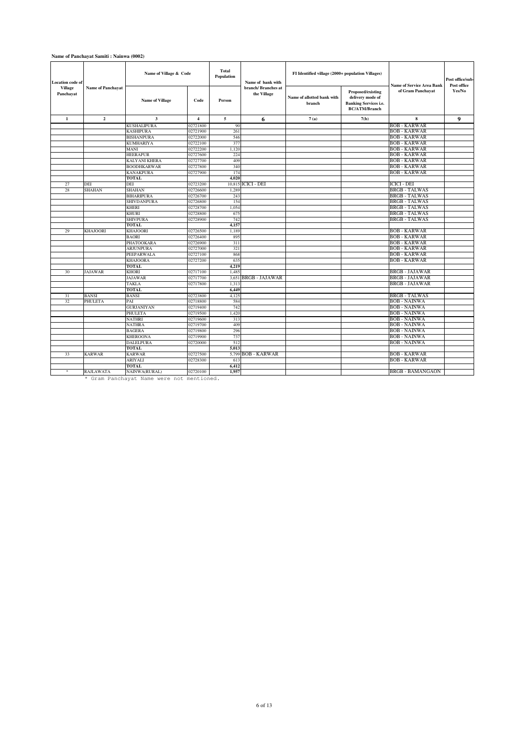**Name of Panchayat Samiti : Nainwa (0002)**

| Location code of Village Panchayat | Name of Panchayat | Name of Village & Code | | Total Population | Name of bank with branch/ Branches at the Village | FI Identified village (2000+ population Villages) | | Name of Service Area Bank of Gram Panchayat | Post office/sub-Post office Yes/No |
|---|---|---|---|---|---|---|---|---|---|
| | | Name of Village | Code | Person | | Name of allotted bank with branch | Proposed/existing delivery mode of Banking Services i.e. BC/ATM/Branch | | |
| 1 | 2 | 3 | 4 | 5 | 6 | 7 (a) | 7(b) | 8 | 9 |
| | | KUSHALIPURA | 02721800 | 90 | | | | BOB - KARWAR | |
| | | KASHIPURA | 02721900 | 261 | | | | BOB - KARWAR | |
| | | BISHANPURA | 02722000 | 546 | | | | BOB - KARWAR | |
| | | KUMHARIYA | 02722100 | 377 | | | | BOB - KARWAR | |
| | | MANI | 02722200 | 1,120 | | | | BOB - KARWAR | |
| | | HEERAPUR | 02727600 | 224 | | | | BOB - KARWAR | |
| | | KALYANI KHERA | 02727700 | 409 | | | | BOB - KARWAR | |
| | | BOODHKARWAR | 02727800 | 340 | | | | BOB - KARWAR | |
| | | KANAKPURA | 02727900 | 174 | | | | BOB - KARWAR | |
| | | TOTAL | | 4,020 | | | | | |
| 27 | DEI | DEI | 02723200 | 10,815 | ICICI - DEI | | | ICICI - DEI | |
| 28 | SHAHAN | SHAHAN | 02726600 | 1,289 | | | | BRGB - TALWAS | |
| | | BIHARIPURA | 02726700 | 243 | | | | BRGB - TALWAS | |
| | | SHIVDANPURA | 02726800 | 154 | | | | BRGB - TALWAS | |
| | | KHERI | 02728700 | 1,054 | | | | BRGB - TALWAS | |
| | | KHURI | 02728800 | 675 | | | | BRGB - TALWAS | |
| | | SHIVPURA | 02728900 | 742 | | | | BRGB - TALWAS | |
| | | TOTAL | | 4,157 | | | | | |
| 29 | KHAJOORI | KHAJOORI | 02726500 | 1,189 | | | | BOB - KARWAR | |
| | | BAORI | 02726400 | 895 | | | | BOB - KARWAR | |
| | | PHATOOKARA | 02726900 | 311 | | | | BOB - KARWAR | |
| | | ARJUNPURA | 02727000 | 321 | | | | BOB - KARWAR | |
| | | PEEPARWALA | 02727100 | 868 | | | | BOB - KARWAR | |
| | | KHAJOORA | 02727200 | 635 | | | | BOB - KARWAR | |
| | | TOTAL | | 4,219 | | | | | |
| 30 | JAJAWAR | KHORI | 02717100 | 1,485 | | | | BRGB - JAJAWAR | |
| | | JAJAWAR | 02717700 | 3,651 | BRGB - JAJAWAR | | | BRGB - JAJAWAR | |
| | | TAKLA | 02717800 | 1,313 | | | | BRGB - JAJAWAR | |
| | | TOTAL | | 6,449 | | | | | |
| 31 | BANSI | BANSI | 02723800 | 4,125 | | | | BRGB - TALWAS | |
| 32 | PHULETA | PAI | 02718800 | 584 | | | | BOB - NAINWA | |
| | | GURJANIYAN | 02719400 | 742 | | | | BOB - NAINWA | |
| | | PHULETA | 02719500 | 1,420 | | | | BOB - NAINWA | |
| | | NATHRI | 02719600 | 313 | | | | BOB - NAINWA | |
| | | NATHRA | 02719700 | 409 | | | | BOB - NAINWA | |
| | | BAGERA | 02719800 | 296 | | | | BOB - NAINWA | |
| | | KHEROONA | 02719900 | 737 | | | | BOB - NAINWA | |
| | | DALELPURA | 02720000 | 512 | | | | BOB - NAINWA | |
| | | TOTAL | | 5,013 | | | | | |
| 33 | KARWAR | KARWAR | 02727500 | 5,799 | BOB - KARWAR | | | BOB - KARWAR | |
| | | ARIYALI | 02728300 | 613 | | | | BOB - KARWAR | |
| | | TOTAL | | 6,412 | | | | | |
| * | RAJLAWATA | NAINWA(RURAL) | 02720100 | 1,957 | | | | BRGB - BAMANGAON | |

* Gram Panchayat Name were not mentioned.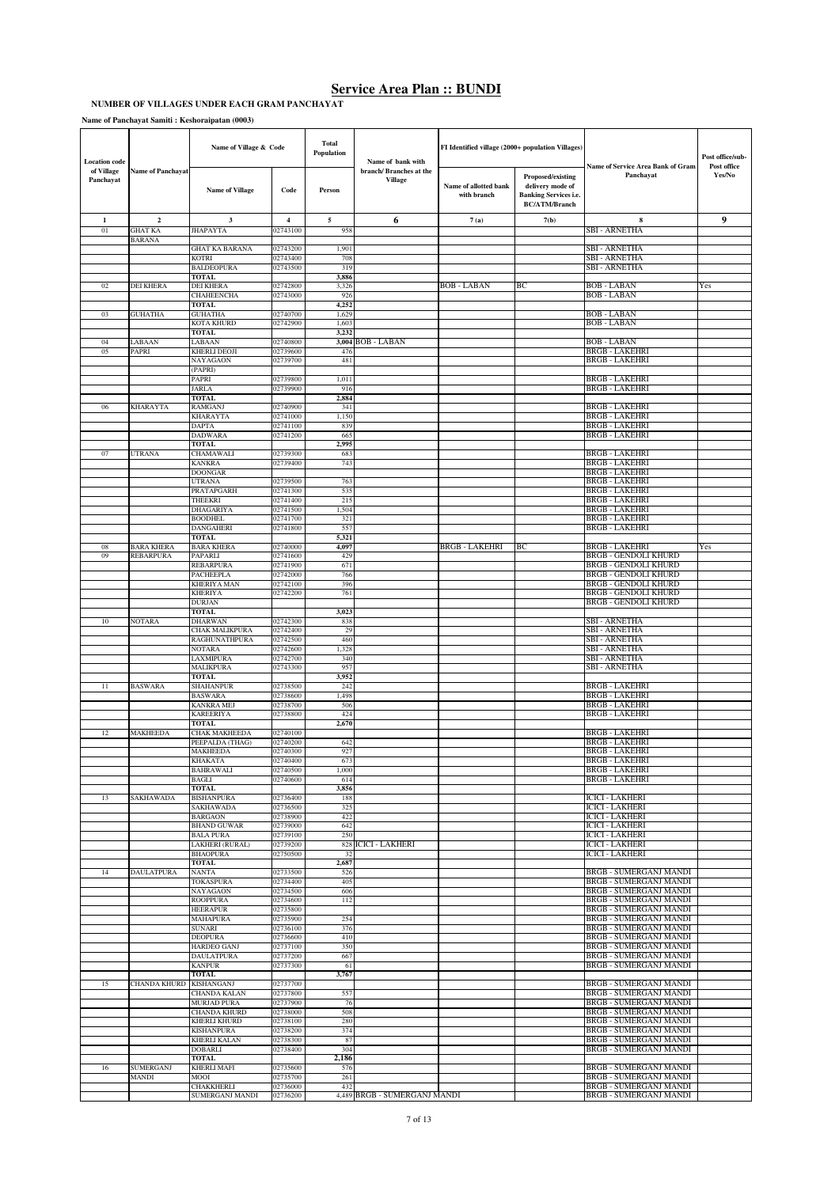# Service Area Plan :: BUNDI

**NUMBER OF VILLAGES UNDER EACH GRAM PANCHAYAT**

**Name of Panchayat Samiti : Keshoraipatan (0003)**

| Location code of Village Panchayat | Name of Panchayat | Name of Village & Code | | Total Population | Name of bank with branch/ Branches at the Village | FI Identified village (2000+ population Villages) | | Name of Service Area Bank of Gram Panchayat | Post office/sub-Post office Yes/No |
|---|---|---|---|---|---|---|---|---|---|
| | | Name of Village | Code | Person | | Name of allotted bank with branch | Proposed/existing delivery mode of Banking Services i.e. BC/ATM/Branch | | |
| 1 | 2 | 3 | 4 | 5 | 6 | 7 (a) | 7(b) | 8 | 9 |
| 01 | GHAT KA BARANA | JHAPAYTA | 02743100 | 958 | | | | SBI - ARNETHA | |
| | | GHAT KA BARANA | 02743200 | 1,901 | | | | SBI - ARNETHA | |
| | | KOTRI | 02743400 | 708 | | | | SBI - ARNETHA | |
| | | BALDEOPURA | 02743500 | 319 | | | | SBI - ARNETHA | |
| | | **TOTAL** | | **3,886** | | | | | |
| 02 | DEI KHERA | DEI KHERA | 02742800 | 3,326 | | BOB - LABAN | BC | BOB - LABAN | Yes |
| | | CHAHEENCHA | 02743000 | 926 | | | | BOB - LABAN | |
| | | **TOTAL** | | **4,252** | | | | | |
| 03 | GUHATHA | GUHATHA | 02740700 | 1,629 | | | | BOB - LABAN | |
| | | KOTA KHURD | 02742900 | 1,603 | | | | BOB - LABAN | |
| | | **TOTAL** | | **3,232** | | | | | |
| 04 | LABAAN | LABAAN | 02740800 | 3,004 | BOB - LABAN | | | BOB - LABAN | |
| 05 | PAPRI | KHERLI DEOJI | 02739600 | 476 | | | | BRGB - LAKEHRI | |
| | | NAYAGAON (PAPRI) | 02739700 | 481 | | | | BRGB - LAKEHRI | |
| | | PAPRI | 02739800 | 1,011 | | | | BRGB - LAKEHRI | |
| | | JARLA | 02739900 | 916 | | | | BRGB - LAKEHRI | |
| | | **TOTAL** | | **2,884** | | | | | |
| 06 | KHARAYTA | RAMGANJ | 02740900 | 341 | | | | BRGB - LAKEHRI | |
| | | KHARAYTA | 02741000 | 1,150 | | | | BRGB - LAKEHRI | |
| | | DAPTA | 02741100 | 839 | | | | BRGB - LAKEHRI | |
| | | DADWARA | 02741200 | 665 | | | | BRGB - LAKEHRI | |
| | | **TOTAL** | | **2,995** | | | | | |
| 07 | UTRANA | CHAMAWALI | 02739300 | 683 | | | | BRGB - LAKEHRI | |
| | | KANKRA | 02739400 | 743 | | | | BRGB - LAKEHRI | |
| | | DOONGAR | | | | | | BRGB - LAKEHRI | |
| | | UTRANA | 02739500 | 763 | | | | BRGB - LAKEHRI | |
| | | PRATAPGARH | 02741300 | 535 | | | | BRGB - LAKEHRI | |
| | | THEEKRI | 02741400 | 215 | | | | BRGB - LAKEHRI | |
| | | DHAGARIYA | 02741500 | 1,504 | | | | BRGB - LAKEHRI | |
| | | BOODHEL | 02741700 | 321 | | | | BRGB - LAKEHRI | |
| | | DANGAHERI | 02741800 | 557 | | | | BRGB - LAKEHRI | |
| | | **TOTAL** | | **5,321** | | | | | |
| 08 | BARA KHERA | BARA KHERA | 02740000 | 4,097 | | BRGB - LAKEHRI | BC | BRGB - LAKEHRI | Yes |
| 09 | REBARPURA | PAPARLI | 02741600 | 429 | | | | BRGB - GENDOLI KHURD | |
| | | REBARPURA | 02741900 | 671 | | | | BRGB - GENDOLI KHURD | |
| | | PACHEEPLA | 02742000 | 766 | | | | BRGB - GENDOLI KHURD | |
| | | KHERIYA MAN | 02742100 | 396 | | | | BRGB - GENDOLI KHURD | |
| | | KHERIYA | 02742200 | 761 | | | | BRGB - GENDOLI KHURD | |
| | | DURJAN | | | | | | BRGB - GENDOLI KHURD | |
| | | **TOTAL** | | **3,023** | | | | | |
| 10 | NOTARA | DHARWAN | 02742300 | 838 | | | | SBI - ARNETHA | |
| | | CHAK MALIKPURA | 02742400 | 29 | | | | SBI - ARNETHA | |
| | | RAGHUNATHPURA | 02742500 | 460 | | | | SBI - ARNETHA | |
| | | NOTARA | 02742600 | 1,328 | | | | SBI - ARNETHA | |
| | | LAXMIPURA | 02742700 | 340 | | | | SBI - ARNETHA | |
| | | MALIKPURA | 02743300 | 957 | | | | SBI - ARNETHA | |
| | | **TOTAL** | | **3,952** | | | | | |
| 11 | BASWARA | SHAHANPUR | 02738500 | 242 | | | | BRGB - LAKEHRI | |
| | | BASWARA | 02738600 | 1,498 | | | | BRGB - LAKEHRI | |
| | | KANKRA MEJ | 02738700 | 506 | | | | BRGB - LAKEHRI | |
| | | KAREERIYA | 02738800 | 424 | | | | BRGB - LAKEHRI | |
| | | **TOTAL** | | **2,670** | | | | | |
| 12 | MAKHEEDA | CHAK MAKHEEDA | 02740100 | | | | | BRGB - LAKEHRI | |
| | | PEEPALDA (THAG) | 02740200 | 642 | | | | BRGB - LAKEHRI | |
| | | MAKHEEDA | 02740300 | 927 | | | | BRGB - LAKEHRI | |
| | | KHAKATA | 02740400 | 673 | | | | BRGB - LAKEHRI | |
| | | BAHRAWALI | 02740500 | 1,000 | | | | BRGB - LAKEHRI | |
| | | BAGLI | 02740600 | 614 | | | | BRGB - LAKEHRI | |
| | | **TOTAL** | | **3,856** | | | | | |
| 13 | SAKHAWADA | BISHANPURA | 02736400 | 188 | | | | ICICI - LAKHERI | |
| | | SAKHAWADA | 02736500 | 325 | | | | ICICI - LAKHERI | |
| | | BARGAON | 02738900 | 422 | | | | ICICI - LAKHERI | |
| | | BHAND GUWAR | 02739000 | 642 | | | | ICICI - LAKHERI | |
| | | BALA PURA | 02739100 | 250 | | | | ICICI - LAKHERI | |
| | | LAKHERI (RURAL) | 02739200 | 828 | ICICI - LAKHERI | | | ICICI - LAKHERI | |
| | | BHAOPURA | 02750500 | 32 | | | | ICICI - LAKHERI | |
| | | **TOTAL** | | **2,687** | | | | | |
| 14 | DAULATPURA | NANTA | 02733500 | 526 | | | | BRGB - SUMERGANJ MANDI | |
| | | TOKASPURA | 02734400 | 405 | | | | BRGB - SUMERGANJ MANDI | |
| | | NAYAGAON | 02734500 | 606 | | | | BRGB - SUMERGANJ MANDI | |
| | | ROOPPURA | 02734600 | 112 | | | | BRGB - SUMERGANJ MANDI | |
| | | HEERAPUR | 02735800 | | | | | BRGB - SUMERGANJ MANDI | |
| | | MAHAPURA | 02735900 | 254 | | | | BRGB - SUMERGANJ MANDI | |
| | | SUNARI | 02736100 | 376 | | | | BRGB - SUMERGANJ MANDI | |
| | | DEOPURA | 02736600 | 410 | | | | BRGB - SUMERGANJ MANDI | |
| | | HARDEO GANJ | 02737100 | 350 | | | | BRGB - SUMERGANJ MANDI | |
| | | DAULATPURA | 02737200 | 667 | | | | BRGB - SUMERGANJ MANDI | |
| | | KANPUR | 02737300 | 61 | | | | BRGB - SUMERGANJ MANDI | |
| | | **TOTAL** | | **3,767** | | | | | |
| 15 | CHANDA KHURD | KISHANGANJ | 02737700 | | | | | BRGB - SUMERGANJ MANDI | |
| | | CHANDA KALAN | 02737800 | 557 | | | | BRGB - SUMERGANJ MANDI | |
| | | MURJAD PURA | 02737900 | 76 | | | | BRGB - SUMERGANJ MANDI | |
| | | CHANDA KHURD | 02738000 | 508 | | | | BRGB - SUMERGANJ MANDI | |
| | | KHERLI KHURD | 02738100 | 280 | | | | BRGB - SUMERGANJ MANDI | |
| | | KISHANPURA | 02738200 | 374 | | | | BRGB - SUMERGANJ MANDI | |
| | | KHERLI KALAN | 02738300 | 87 | | | | BRGB - SUMERGANJ MANDI | |
| | | DOBARLI | 02738400 | 304 | | | | BRGB - SUMERGANJ MANDI | |
| | | **TOTAL** | | **2,186** | | | | | |
| 16 | SUMERGANJ MANDI | KHERLI MAFI | 02735600 | 576 | | | | BRGB - SUMERGANJ MANDI | |
| | | MOOI | 02735700 | 261 | | | | BRGB - SUMERGANJ MANDI | |
| | | CHAKKHERLI | 02736000 | 432 | | | | BRGB - SUMERGANJ MANDI | |
| | | SUMERGANJ MANDI | 02736200 | 4,489 | BRGB - SUMERGANJ MANDI | | | BRGB - SUMERGANJ MANDI | |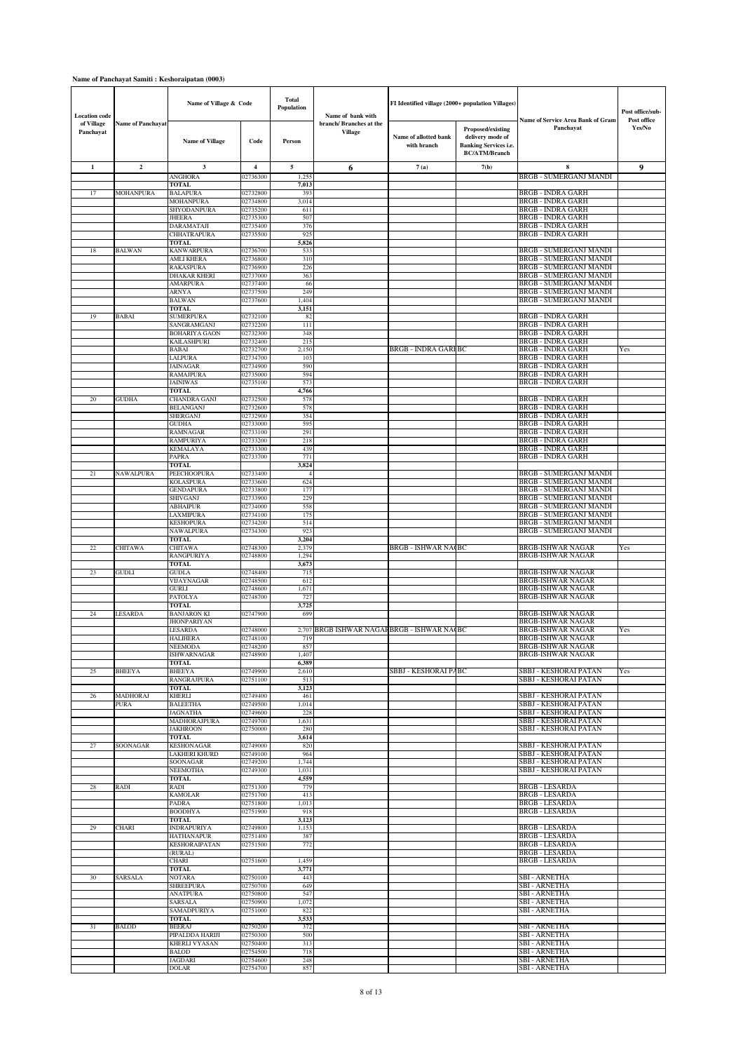**Name of Panchayat Samiti : Keshoraipatan (0003)**

| Location code of Village Panchayat | Name of Panchayat | Name of Village & Code | | Total Population | Name of bank with branch/ Branches at the Village | FI Identified village (2000+ population Villages) | | Name of Service Area Bank of Gram Panchayat | Post office/sub-Post office Yes/No |
|---|---|---|---|---|---|---|---|---|---|
| | | Name of Village | Code | Person | | Name of allotted bank with branch | Proposed/existing delivery mode of Banking Services i.e. BC/ATM/Branch | | |
| 1 | 2 | 3 | 4 | 5 | 6 | 7 (a) | 7(b) | 8 | 9 |
| | | ANGHORA | 02736300 | 1,255 | | | | BRGB - SUMERGANJ MANDI | |
| | | TOTAL | | 7,013 | | | | | |
| 17 | MOHANPURA | BALAPURA | 02732800 | 393 | | | | BRGB - INDRA GARH | |
| | | MOHANPURA | 02734800 | 3,014 | | | | BRGB - INDRA GARH | |
| | | SHYODANPURA | 02735200 | 611 | | | | BRGB - INDRA GARH | |
| | | JHEERA | 02735300 | 507 | | | | BRGB - INDRA GARH | |
| | | DARAMATAJI | 02735400 | 376 | | | | BRGB - INDRA GARH | |
| | | CHHATRAPURA | 02735500 | 925 | | | | BRGB - INDRA GARH | |
| | | TOTAL | | 5,826 | | | | | |
| 18 | BALWAN | KANWARPURA | 02736700 | 533 | | | | BRGB - SUMERGANJ MANDI | |
| | | AMLI KHERA | 02736800 | 310 | | | | BRGB - SUMERGANJ MANDI | |
| | | RAKASPURA | 02736900 | 226 | | | | BRGB - SUMERGANJ MANDI | |
| | | DHAKAR KHERI | 02737000 | 363 | | | | BRGB - SUMERGANJ MANDI | |
| | | AMARPURA | 02737400 | 66 | | | | BRGB - SUMERGANJ MANDI | |
| | | ARNYA | 02737500 | 249 | | | | BRGB - SUMERGANJ MANDI | |
| | | BALWAN | 02737600 | 1,404 | | | | BRGB - SUMERGANJ MANDI | |
| | | TOTAL | | 3,151 | | | | | |
| 19 | BABAI | SUMERPURA | 02732100 | 82 | | | | BRGB - INDRA GARH | |
| | | SANGRAMGANJ | 02732200 | 111 | | | | BRGB - INDRA GARH | |
| | | BOHARIYA GAON | 02732300 | 348 | | | | BRGB - INDRA GARH | |
| | | KAILASHPURI | 02732400 | 215 | | | | BRGB - INDRA GARH | |
| | | BABAI | 02732700 | 2,150 | | BRGB - INDRA GARH | BC | BRGB - INDRA GARH | Yes |
| | | LALPURA | 02734700 | 103 | | | | BRGB - INDRA GARH | |
| | | JAINAGAR | 02734900 | 590 | | | | BRGB - INDRA GARH | |
| | | RAMAJPURA | 02735000 | 594 | | | | BRGB - INDRA GARH | |
| | | JAINIWAS | 02735100 | 573 | | | | BRGB - INDRA GARH | |
| | | TOTAL | | 4,766 | | | | | |
| 20 | GUDHA | CHANDRA GANJ | 02732500 | 578 | | | | BRGB - INDRA GARH | |
| | | BELANGANJ | 02732600 | 578 | | | | BRGB - INDRA GARH | |
| | | SHERGANJ | 02732900 | 354 | | | | BRGB - INDRA GARH | |
| | | GUDHA | 02733000 | 595 | | | | BRGB - INDRA GARH | |
| | | RAMNAGAR | 02733100 | 291 | | | | BRGB - INDRA GARH | |
| | | RAMPURIYA | 02733200 | 218 | | | | BRGB - INDRA GARH | |
| | | KEMALAYA | 02733300 | 439 | | | | BRGB - INDRA GARH | |
| | | PAPRA | 02733700 | 771 | | | | BRGB - INDRA GARH | |
| | | TOTAL | | 3,824 | | | | | |
| 21 | NAWALPURA | PEECHOOPURA | 02733400 | 4 | | | | BRGB - SUMERGANJ MANDI | |
| | | KOLASPURA | 02733600 | 624 | | | | BRGB - SUMERGANJ MANDI | |
| | | GENDAPURA | 02733800 | 177 | | | | BRGB - SUMERGANJ MANDI | |
| | | SHIVGANJ | 02733900 | 229 | | | | BRGB - SUMERGANJ MANDI | |
| | | ABHAIPUR | 02734000 | 558 | | | | BRGB - SUMERGANJ MANDI | |
| | | LAXMIPURA | 02734100 | 175 | | | | BRGB - SUMERGANJ MANDI | |
| | | KESHOPURA | 02734200 | 514 | | | | BRGB - SUMERGANJ MANDI | |
| | | NAWALPURA | 02734300 | 923 | | | | BRGB - SUMERGANJ MANDI | |
| | | TOTAL | | 3,204 | | | | | |
| 22 | CHITAWA | CHITAWA | 02748300 | 2,379 | | BRGB - ISHWAR NAG | BC | BRGB-ISHWAR NAGAR | Yes |
| | | RANGPURIYA | 02748800 | 1,294 | | | | BRGB-ISHWAR NAGAR | |
| | | TOTAL | | 3,673 | | | | | |
| 23 | GUDLI | GUDLA | 02748400 | 715 | | | | BRGB-ISHWAR NAGAR | |
| | | VIJAYNAGAR | 02748500 | 612 | | | | BRGB-ISHWAR NAGAR | |
| | | GURLI | 02748600 | 1,671 | | | | BRGB-ISHWAR NAGAR | |
| | | PATOLYA | 02748700 | 727 | | | | BRGB-ISHWAR NAGAR | |
| | | TOTAL | | 3,725 | | | | | |
| 24 | LESARDA | BANJARON KI JHONPARIYAN | 02747900 | 699 | | | | BRGB-ISHWAR NAGAR | |
| | | | | | | | | BRGB-ISHWAR NAGAR | |
| | | LESARDA | 02748000 | 2,707 | BRGB ISHWAR NAGAR | BRGB - ISHWAR NAG | BC | BRGB-ISHWAR NAGAR | Yes |
| | | HALIHERA | 02748100 | 719 | | | | BRGB-ISHWAR NAGAR | |
| | | NEEMODA | 02748200 | 857 | | | | BRGB-ISHWAR NAGAR | |
| | | ISHWARNAGAR | 02748900 | 1,407 | | | | BRGB-ISHWAR NAGAR | |
| | | TOTAL | | 6,389 | | | | | |
| 25 | BHEEYA | BHEEYA | 02749900 | 2,610 | | SBBJ - KESHORAI PA | BC | SBBJ - KESHORAI PATAN | Yes |
| | | RANGRAJPURA | 02751100 | 513 | | | | SBBJ - KESHORAI PATAN | |
| | | TOTAL | | 3,123 | | | | | |
| 26 | MADHORAJ PURA | KHERLI | 02749400 | 461 | | | | SBBJ - KESHORAI PATAN | |
| | | BALEETHA | 02749500 | 1,014 | | | | SBBJ - KESHORAI PATAN | |
| | | JAGNATHA | 02749600 | 228 | | | | SBBJ - KESHORAI PATAN | |
| | | MADHORAJPURA | 02749700 | 1,631 | | | | SBBJ - KESHORAI PATAN | |
| | | JAKHROON | 02750000 | 280 | | | | SBBJ - KESHORAI PATAN | |
| | | TOTAL | | 3,614 | | | | | |
| 27 | SOONAGAR | KESHONAGAR | 02749000 | 820 | | | | SBBJ - KESHORAI PATAN | |
| | | LAKHERI KHURD | 02749100 | 964 | | | | SBBJ - KESHORAI PATAN | |
| | | SOONAGAR | 02749200 | 1,744 | | | | SBBJ - KESHORAI PATAN | |
| | | NEEMOTHA | 02749300 | 1,031 | | | | SBBJ - KESHORAI PATAN | |
| | | TOTAL | | 4,559 | | | | | |
| 28 | RADI | RADI | 02751300 | 779 | | | | BRGB - LESARDA | |
| | | KAMOLAR | 02751700 | 413 | | | | BRGB - LESARDA | |
| | | PADRA | 02751800 | 1,013 | | | | BRGB - LESARDA | |
| | | BOODHYA | 02751900 | 918 | | | | BRGB - LESARDA | |
| | | TOTAL | | 3,123 | | | | | |
| 29 | CHARI | INDRAPURIYA | 02749800 | 1,153 | | | | BRGB - LESARDA | |
| | | HATHANAPUR | 02751400 | 387 | | | | BRGB - LESARDA | |
| | | KESHORAIPATAN (RURAL) | 02751500 | 772 | | | | BRGB - LESARDA | |
| | | | | | | | | BRGB - LESARDA | |
| | | CHARI | 02751600 | 1,459 | | | | BRGB - LESARDA | |
| | | TOTAL | | 3,771 | | | | | |
| 30 | SARSALA | NOTARA | 02750100 | 443 | | | | SBI - ARNETHA | |
| | | SHREEPURA | 02750700 | 649 | | | | SBI - ARNETHA | |
| | | ANATPURA | 02750800 | 547 | | | | SBI - ARNETHA | |
| | | SARSALA | 02750900 | 1,072 | | | | SBI - ARNETHA | |
| | | SAMADPURIYA | 02751000 | 822 | | | | SBI - ARNETHA | |
| | | TOTAL | | 3,533 | | | | | |
| 31 | BALOD | BEERAJ | 02750200 | 372 | | | | SBI - ARNETHA | |
| | | PIPALDDA HARIJI | 02750300 | 500 | | | | SBI - ARNETHA | |
| | | KHERLI VYASAN | 02750400 | 313 | | | | SBI - ARNETHA | |
| | | BALOD | 02754500 | 718 | | | | SBI - ARNETHA | |
| | | JAGDARI | 02754600 | 248 | | | | SBI - ARNETHA | |
| | | DOLAR | 02754700 | 857 | | | | SBI - ARNETHA | |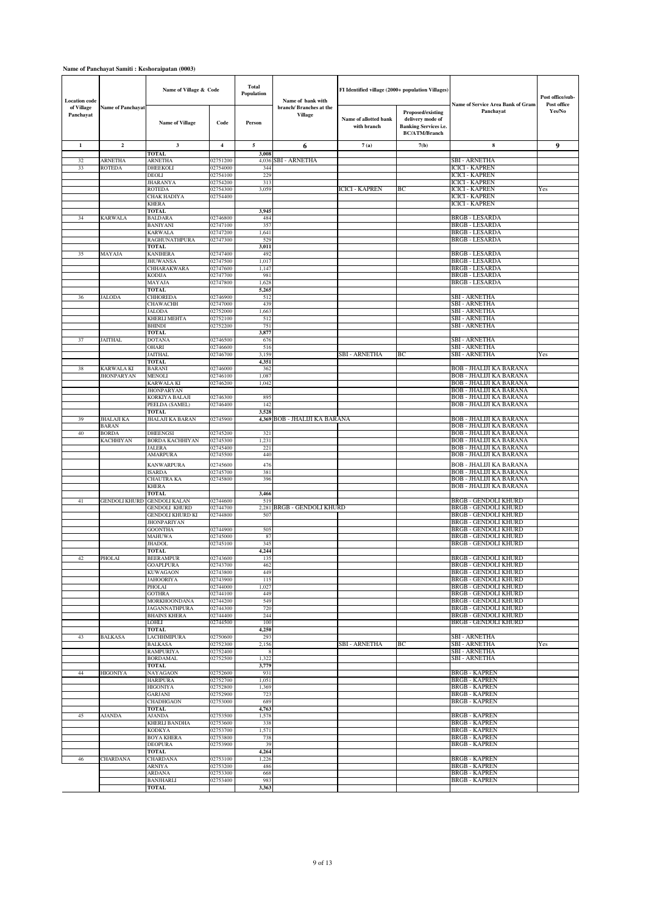**Name of Panchayat Samiti : Keshoraipatan (0003)**

| Location code of Village Panchayat | Name of Panchayat | Name of Village & Code | | Total Population | Name of bank with branch/ Branches at the Village | FI Identified village (2000+ population Villages) | | Name of Service Area Bank of Gram Panchayat | Post office/sub-Post office Yes/No |
|---|---|---|---|---|---|---|---|---|---|
| | | Name of Village | Code | Person | | Name of allotted bank with branch | Proposed/existing delivery mode of Banking Services i.e. BC/ATM/Branch | | |
| 1 | 2 | 3 | 4 | 5 | 6 | 7 (a) | 7(b) | 8 | 9 |
| | | TOTAL | | 3,008 | | | | | |
| 32 | ARNETHA | ARNETHA | 02751200 | 4,036 | SBI - ARNETHA | | | SBI - ARNETHA | |
| 33 | ROTEDA | DHEEKOLI | 02754000 | 344 | | | | ICICI - KAPREN | |
| | | DEOLI | 02754100 | 229 | | | | ICICI - KAPREN | |
| | | JHARANYA | 02754200 | 313 | | | | ICICI - KAPREN | |
| | | ROTEDA | 02754300 | 3,059 | | ICICI - KAPREN | BC | ICICI - KAPREN | Yes |
| | | CHAK HADIYA | 02754400 | | | | | ICICI - KAPREN | |
| | | KHERA | | | | | | ICICI - KAPREN | |
| | | TOTAL | | 3,945 | | | | | |
| 34 | KARWALA | BALDARA | 02746800 | 484 | | | | BRGB - LESARDA | |
| | | BANIYANI | 02747100 | 357 | | | | BRGB - LESARDA | |
| | | KARWALA | 02747200 | 1,641 | | | | BRGB - LESARDA | |
| | | RAGHUNATHPURA | 02747300 | 529 | | | | BRGB - LESARDA | |
| | | TOTAL | | 3,011 | | | | | |
| 35 | MAYAJA | KANJHERA | 02747400 | 492 | | | | BRGB - LESARDA | |
| | | JHUWANSA | 02747500 | 1,017 | | | | BRGB - LESARDA | |
| | | CHHARAKWARA | 02747600 | 1,147 | | | | BRGB - LESARDA | |
| | | KODIJA | 02747700 | 981 | | | | BRGB - LESARDA | |
| | | MAYAJA | 02747800 | 1,628 | | | | BRGB - LESARDA | |
| | | TOTAL | | 5,265 | | | | | |
| 36 | JALODA | CHHOREDA | 02746900 | 512 | | | | SBI - ARNETHA | |
| | | CHAWACHH | 02747000 | 439 | | | | SBI - ARNETHA | |
| | | JALODA | 02752000 | 1,663 | | | | SBI - ARNETHA | |
| | | KHERLI MEHTA | 02752100 | 512 | | | | SBI - ARNETHA | |
| | | BHINDI | 02752200 | 751 | | | | SBI - ARNETHA | |
| | | TOTAL | | 3,877 | | | | | |
| 37 | JAITHAL | DOTANA | 02746500 | 676 | | | | SBI - ARNETHA | |
| | | OHARI | 02746600 | 516 | | | | SBI - ARNETHA | |
| | | JAITHAL | 02746700 | 3,159 | | SBI - ARNETHA | BC | SBI - ARNETHA | Yes |
| | | TOTAL | | 4,351 | | | | | |
| 38 | KARWALA KI JHONPARYAN | BARANI | 02746000 | 362 | | | | BOB - JHALIJI KA BARANA | |
| | | MENOLI | 02746100 | 1,087 | | | | BOB - JHALIJI KA BARANA | |
| | | KARWALA KI | 02746200 | 1,042 | | | | BOB - JHALIJI KA BARANA | |
| | | JHONPARYAN | | | | | | BOB - JHALIJI KA BARANA | |
| | | KORKIYA BALAJI | 02746300 | 895 | | | | BOB - JHALIJI KA BARANA | |
| | | PEELDA (SAMEL) | 02746400 | 142 | | | | BOB - JHALIJI KA BARANA | |
| | | TOTAL | | 3,528 | | | | | |
| 39 | JHALAJI KA BARAN | JHALAJI KA BARAN | 02745900 | 4,369 | BOB - JHALIJI KA BARANA | | | BOB - JHALIJI KA BARANA | |
| | | | | | | | | BOB - JHALIJI KA BARANA | |
| 40 | BORDA KACHHIYAN | DHEENGSI | 02745200 | 321 | | | | BOB - JHALIJI KA BARANA | |
| | | BORDA KACHHIYAN | 02745300 | 1,231 | | | | BOB - JHALIJI KA BARANA | |
| | | JALERA | 02745400 | 221 | | | | BOB - JHALIJI KA BARANA | |
| | | AMARPURA | 02745500 | 440 | | | | BOB - JHALIJI KA BARANA | |
| | | KANWARPURA | 02745600 | 476 | | | | BOB - JHALIJI KA BARANA | |
| | | ISARDA | 02745700 | 381 | | | | BOB - JHALIJI KA BARANA | |
| | | CHAUTRA KA | 02745800 | 396 | | | | BOB - JHALIJI KA BARANA | |
| | | KHERA | | | | | | BOB - JHALIJI KA BARANA | |
| | | TOTAL | | 3,466 | | | | | |
| 41 | GENDOLI KHURD | GENDOLI KALAN | 02744600 | 519 | | | | BRGB - GENDOLI KHURD | |
| | | GENDOLI KHURD | 02744700 | 2,281 | BRGB - GENDOLI KHURD | | | BRGB - GENDOLI KHURD | |
| | | GENDOLI KHURD KI | 02744800 | 507 | | | | BRGB - GENDOLI KHURD | |
| | | JHONPARIYAN | | | | | | BRGB - GENDOLI KHURD | |
| | | GOONTHA | 02744900 | 505 | | | | BRGB - GENDOLI KHURD | |
| | | MAHUWA | 02745000 | 87 | | | | BRGB - GENDOLI KHURD | |
| | | JHADOL | 02745100 | 345 | | | | BRGB - GENDOLI KHURD | |
| | | TOTAL | | 4,244 | | | | | |
| 42 | PHOLAI | BEERAMPUR | 02743600 | 135 | | | | BRGB - GENDOLI KHURD | |
| | | GOAPLPURA | 02743700 | 462 | | | | BRGB - GENDOLI KHURD | |
| | | KUWAGAON | 02743800 | 449 | | | | BRGB - GENDOLI KHURD | |
| | | JAHOORIYA | 02743900 | 115 | | | | BRGB - GENDOLI KHURD | |
| | | PHOLAI | 02744000 | 1,027 | | | | BRGB - GENDOLI KHURD | |
| | | GOTHRA | 02744100 | 449 | | | | BRGB - GENDOLI KHURD | |
| | | MORKHOONDANA | 02744200 | 549 | | | | BRGB - GENDOLI KHURD | |
| | | JAGANNATHPURA | 02744300 | 720 | | | | BRGB - GENDOLI KHURD | |
| | | BHAINS KHERA | 02744400 | 244 | | | | BRGB - GENDOLI KHURD | |
| | | LOHLI | 02744500 | 100 | | | | BRGB - GENDOLI KHURD | |
| | | TOTAL | | 4,250 | | | | | |
| 43 | BALKASA | LACHHMIPURA | 02750600 | 293 | | | | SBI - ARNETHA | |
| | | BALKASA | 02752300 | 2,156 | | SBI - ARNETHA | BC | SBI - ARNETHA | Yes |
| | | RAMPURIYA | 02752400 | 8 | | | | SBI - ARNETHA | |
| | | BORDAMAL | 02752500 | 1,322 | | | | SBI - ARNETHA | |
| | | TOTAL | | 3,779 | | | | | |
| 44 | HIGONIYA | NAYAGAON | 02752600 | 931 | | | | BRGB - KAPREN | |
| | | HARIPURA | 02752700 | 1,051 | | | | BRGB - KAPREN | |
| | | HIGONIYA | 02752800 | 1,369 | | | | BRGB - KAPREN | |
| | | GARJANI | 02752900 | 723 | | | | BRGB - KAPREN | |
| | | CHADHGAON | 02753000 | 689 | | | | BRGB - KAPREN | |
| | | TOTAL | | 4,763 | | | | | |
| 45 | AJANDA | AJANDA | 02753500 | 1,578 | | | | BRGB - KAPREN | |
| | | KHERLI BANDHA | 02753600 | 338 | | | | BRGB - KAPREN | |
| | | KODKYA | 02753700 | 1,571 | | | | BRGB - KAPREN | |
| | | BOYA KHERA | 02753800 | 738 | | | | BRGB - KAPREN | |
| | | DEOPURA | 02753900 | 39 | | | | BRGB - KAPREN | |
| | | TOTAL | | 4,264 | | | | | |
| 46 | CHARDANA | CHARDANA | 02753100 | 1,226 | | | | BRGB - KAPREN | |
| | | ARNIYA | 02753200 | 486 | | | | BRGB - KAPREN | |
| | | ARDANA | 02753300 | 668 | | | | BRGB - KAPREN | |
| | | BANJHARLI | 02753400 | 983 | | | | BRGB - KAPREN | |
| | | TOTAL | | 3,363 | | | | | |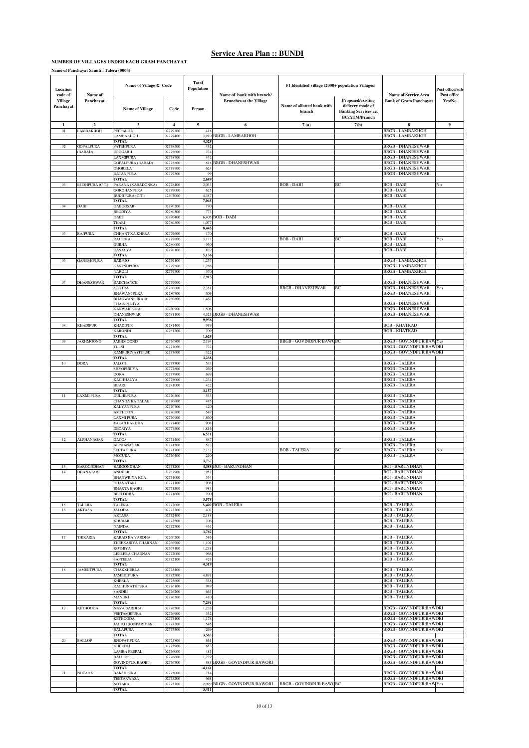# Service Area Plan :: BUNDI

**NUMBER OF VILLAGES UNDER EACH GRAM PANCHAYAT**

**Name of Panchayat Samiti : Talera (0004)**

| Location code of Village Panchayat | Name of Panchayat | Name of Village & Code | | Total Population | Name of bank with branch/ Branches at the Village | FI Identified village (2000+ population Villages) | | Name of Service Area Bank of Gram Panchayat | Post office/sub-Post office Yes/No |
|---|---|---|---|---|---|---|---|---|---|
| | | Name of Village | Code | Person | | Name of allotted bank with branch | Proposed/existing delivery mode of Banking Services i.e. BC/ATM/Branch | | |
| 1 | 2 | 3 | 4 | 5 | 6 | 7(a) | 7(b) | 8 | 9 |
| 01 | LAMBAKHOH | PEEPALDA | 02779200 | 418 | | | | BRGB - LAMBAKHOH | |
| | | LAMBAKHOH | 02779400 | 3,910 | BRGB - LAMBAKHOH | | | BRGB - LAMBAKHOH | |
| | | TOTAL | | 4,328 | | | | | |
| 02 | GOPALPURA (BARAD) | FATEHPURA | 02778500 | 432 | | | | BRGB - DHANESHWAR | |
| | | DEOGARH | 02778600 | 274 | | | | BRGB - DHANESHWAR | |
| | | LAXMIPURA | 02778700 | 442 | | | | BRGB - DHANESHWAR | |
| | | GOPALPURA (BARAD) | 02778800 | 818 | BRGB - DHANESHWAR | | | BRGB - DHANESHWAR | |
| | | DHORELA | 02778900 | 624 | | | | BRGB - DHANESHWAR | |
| | | RATANPURA | 02779300 | 99 | | | | BRGB - DHANESHWAR | |
| | | TOTAL | | 2,689 | | | | | |
| 03 | BUDHPURA (C.T.) | PARANA (KARADONKA) | 02778400 | 2,033 | | BOB - DABI | BC | BOB - DABI | No |
| | | GORDHANPURA | 02779000 | 625 | | | | BOB - DABI | |
| | | BUDHPURA (C.T.) | 42307000 | 4,387 | | | | BOB - DABI | |
| | | TOTAL | | 7,045 | | | | | |
| 04 | DABI | DABOOSAR | 02780200 | 190 | | | | BOB - DABI | |
| | | BEODIYA | 02780300 | 773 | | | | BOB - DABI | |
| | | DABI | 02780400 | 6,405 | BOB - DABI | | | BOB - DABI | |
| | | THARI | 02780500 | 1,077 | | | | BOB - DABI | |
| | | TOTAL | | 8,445 | | | | | |
| 05 | RAJPURA | CHHANT KA KHERA | 02779600 | 170 | | | | BOB - DABI | |
| | | RAJPURA | 02779800 | 3,177 | | BOB - DABI | BC | BOB - DABI | Yes |
| | | GURHA | 02780000 | 950 | | | | BOB - DABI | |
| | | DASALYA | 02780100 | 839 | | | | BOB - DABI | |
| | | TOTAL | | 5,136 | | | | | |
| 06 | GANESHPURA | BARFOO | 02779100 | 1,257 | | | | BRGB - LAMBAKHOH | |
| | | GANESHPURA | 02779500 | 1,288 | | | | BRGB - LAMBAKHOH | |
| | | NAROLI | 02779700 | 370 | | | | BRGB - LAMBAKHOH | |
| | | TOTAL | | 2,915 | | | | | |
| 07 | DHANESHWAR | BAKCHANCH | 02779900 | | | | | BRGB - DHANESHWAR | |
| | | SOOTRA | 02780600 | 2,351 | | BRGB - DHANESHWAR | BC | BRGB - DHANESHWAR | Yes |
| | | BHAWANI PURA | 02780700 | 309 | | | | BRGB - DHANESHWAR | |
| | | BHAGWANPURA @ CHAINPURIYA | 02780800 | 1,467 | | | | BRGB - DHANESHWAR | |
| | | KANWARPURA | 02780900 | 1,508 | | | | BRGB - DHANESHWAR | |
| | | DHANESHWAR | 02781100 | 4,323 | BRGB - DHANESHWAR | | | BRGB - DHANESHWAR | |
| | | TOTAL | | 9,958 | | | | | |
| 08 | KHADIPUR | KHADIPUR | 02781400 | 919 | | | | BOB - KHATKAD | |
| | | KARONDI | 02781200 | 709 | | | | BOB - KHATKAD | |
| | | TOTAL | | 1,628 | | | | | |
| 09 | JAKHMOOND | JAKHMOOND | 02776800 | 2,194 | | BRGB - GOVINDPUR BAWO | BC | BRGB - GOVINDPUR BAW | Yes |
| | | TULSI | 02777000 | 722 | | | | BRGB - GOVINDPUR BAWORI | |
| | | RAMPURIYA (TULSI) | 02777600 | 322 | | | | BRGB - GOVINDPUR BAWORI | |
| | | TOTAL | | 3,238 | | | | | |
| 10 | DORA | JALOTI | 02777700 | 533 | | | | BRGB - TALERA | |
| | | SHYOPURIYA | 02777800 | 269 | | | | BRGB - TALERA | |
| | | DORA | 02777900 | 699 | | | | BRGB - TALERA | |
| | | KACHHALYA | 02778000 | 1,234 | | | | BRGB - TALERA | |
| | | BIJARI | 02781000 | 422 | | | | BRGB - TALERA | |
| | | TOTAL | | 3,157 | | | | | |
| 11 | LAXMI PURA | DULHEPURA | 02770500 | 533 | | | | BRGB - TALERA | |
| | | CHANDA KA TALAB | 02770600 | 485 | | | | BRGB - TALERA | |
| | | KALYANPURA | 02770700 | 420 | | | | BRGB - TALERA | |
| | | AMTHOON | 02770800 | 549 | | | | BRGB - TALERA | |
| | | LAXMI PURA | 02770900 | 1,860 | | | | BRGB - TALERA | |
| | | TALAB BARDHA | 02777400 | 908 | | | | BRGB - TALERA | |
| | | DEORIYA | 02777500 | 1,816 | | | | BRGB - TALERA | |
| | | TOTAL | | 6,571 | | | | | |
| 12 | ALPHANAGAR | GAGOS | 02771400 | 887 | | | | BRGB - TALERA | |
| | | ALPHANAGAR | 02771500 | 513 | | | | BRGB - TALERA | |
| | | SEETA PURA | 02771700 | 2,127 | | BOB - TALERA | BC | BRGB - TALERA | No |
| | | MOTUKA | 02776400 | 210 | | | | BRGB - TALERA | |
| | | TOTAL | | 3,737 | | | | | |
| 13 | BAROONDHAN | BAROONDHAN | 02771200 | 4,388 | BOI - BARUNDHAN | | | BOI - BARUNDHAN | |
| 14 | DHANATARI | ANDHER | 02767900 | 952 | | | | BOI - BARUNDHAN | |
| | | BHANWRIYA KUA | 02771000 | 534 | | | | BOI - BARUNDHAN | |
| | | DHANATARI | 02771100 | 908 | | | | BOI - BARUNDHAN | |
| | | BHARTA BAORI | 02771300 | 984 | | | | BOI - BARUNDHAN | |
| | | BEELOOBA | 02771600 | 200 | | | | BOI - BARUNDHAN | |
| | | TOTAL | | 3,578 | | | | | |
| 15 | TALERA | TALERA | 02772600 | 5,402 | BOB - TALERA | | | BOB - TALERA | |
| 16 | AKTASA | JALODA | 02772200 | 407 | | | | BOB - TALERA | |
| | | AKTASA | 02772400 | 2,188 | | | | BOB - TALERA | |
| | | KHURAR | 02772500 | 706 | | | | BOB - TALERA | |
| | | NAINDA | 02772700 | 461 | | | | BOB - TALERA | |
| | | TOTAL | | 3,762 | | | | | |
| 17 | THIKARIA | KARAD KA VARDHA | 02760200 | 586 | | | | BOB - TALERA | |
| | | THEEKARIYA CHARNAN | 02766900 | 1,101 | | | | BOB - TALERA | |
| | | KOTHIYA | 02767100 | 1,238 | | | | BOB - TALERA | |
| | | LEELERA CHARNAN | 02772000 | 966 | | | | BOB - TALERA | |
| | | SAPTEDA | 02772100 | 428 | | | | BOB - TALERA | |
| | | TOTAL | | 4,319 | | | | | |
| 18 | JAMEETPURA | CHAKKHERLA | 02775400 | | | | | BOB - TALERA | |
| | | JAMEETPURA | 02775500 | 4,891 | | | | BOB - TALERA | |
| | | KHERLA | 02775600 | 338 | | | | BOB - TALERA | |
| | | RAGHUNATHPURA | 02776100 | 989 | | | | BOB - TALERA | |
| | | SANDRI | 02776200 | 663 | | | | BOB - TALERA | |
| | | MANDRI | 02776300 | 410 | | | | BOB - TALERA | |
| | | TOTAL | | 7,291 | | | | | |
| 19 | KETHOODA | NAYA BARDHA | 02776500 | 1,238 | | | | BRGB - GOVINDPUR BAWORI | |
| | | PEETAMBPURA | 02776900 | 332 | | | | BRGB - GOVINDPUR BAWORI | |
| | | KETHOODA | 02777100 | 1,178 | | | | BRGB - GOVINDPUR BAWORI | |
| | | JAL KI JHONPARIYAN | 02777200 | 545 | | | | BRGB - GOVINDPUR BAWORI | |
| | | BALAPURA | 02777300 | 269 | | | | BRGB - GOVINDPUR BAWORI | |
| | | TOTAL | | 3,562 | | | | | |
| 20 | BALLOP | BHOPAT PURA | 02775800 | 861 | | | | BRGB - GOVINDPUR BAWORI | |
| | | KHEROLI | 02775900 | 653 | | | | BRGB - GOVINDPUR BAWORI | |
| | | LAMBA PEEPAL | 02776000 | 485 | | | | BRGB - GOVINDPUR BAWORI | |
| | | BALLOP | 02776600 | 1,279 | | | | BRGB - GOVINDPUR BAWORI | |
| | | GOVINDPUR BAORI | 02776700 | 883 | BRGB - GOVINDPUR BAWORI | | | BRGB - GOVINDPUR BAWORI | |
| | | TOTAL | | 4,161 | | | | | |
| 21 | NOTARA | BAKSHPURA | 02775000 | 714 | | | | BRGB - GOVINDPUR BAWORI | |
| | | TEETARWASA | 02775200 | 668 | | | | BRGB - GOVINDPUR BAWORI | |
| | | NOTARA | 02775700 | 2,029 | BRGB - GOVINDPUR BAWORI | BRGB - GOVINDPUR BAWO | BC | BRGB - GOVINDPUR BAW | Yes |
| | | TOTAL | | 3,411 | | | | | |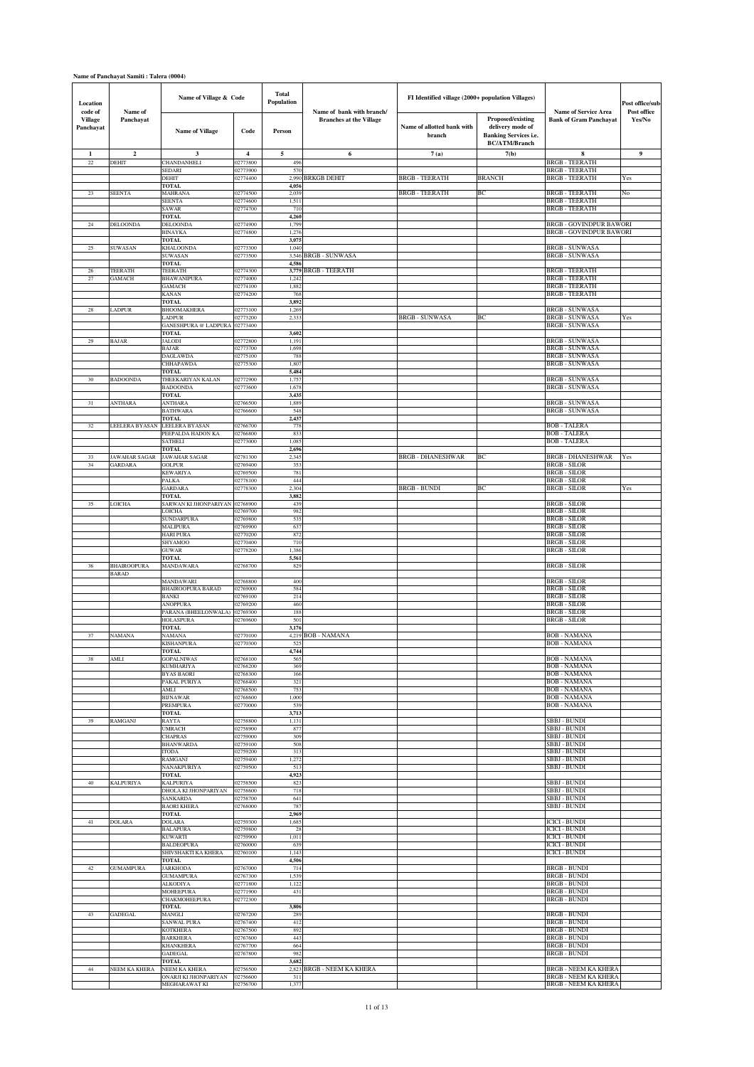**Name of Panchayat Samiti : Talera (0004)**

| Location code of Village Panchayat | Name of Panchayat | Name of Village & Code | | Total Population | Name of bank with branch/ Branches at the Village | FI Identified village (2000+ population Villages) | | Name of Service Area Bank of Gram Panchayat | Post office/sub-Post office Yes/No |
|---|---|---|---|---|---|---|---|---|---|
| | | Name of Village | Code | Person | | Name of allotted bank with branch | Proposed/existing delivery mode of Banking Services i.e. BC/ATM/Branch | | |
| 1 | 2 | 3 | 4 | 5 | 6 | 7(a) | 7(b) | 8 | 9 |
| 22 | DEHIT | CHANDANHELI | 02773800 | 496 | | | | BRGB - TEERATH | |
| | | SEDARI | 02773900 | 570 | | | | BRGB - TEERATH | |
| | | DEHIT | 02774400 | 2,990 | BRKGB DEHIT | BRGB - TEERATH | BRANCH | BRGB - TEERATH | Yes |
| | | TOTAL | | 4,056 | | | | | |
| 23 | SEENTA | MAHRANA | 02774500 | 2,039 | | BRGB - TEERATH | BC | BRGB - TEERATH | No |
| | | SEENTA | 02774600 | 1,511 | | | | BRGB - TEERATH | |
| | | SAWAR | 02774700 | 710 | | | | BRGB - TEERATH | |
| | | TOTAL | | 4,260 | | | | | |
| 24 | DELOONDA | DELOONDA | 02774900 | 1,799 | | | | BRGB - GOVINDPUR BAWORI | |
| | | BINAYKA | 02774800 | 1,276 | | | | BRGB - GOVINDPUR BAWORI | |
| | | TOTAL | | 3,075 | | | | | |
| 25 | SUWASAN | KHALOONDA | 02773300 | 1,040 | | | | BRGB - SUNWASA | |
| | | SUWASAN | 02773500 | 3,546 | BRGB - SUNWASA | | | BRGB - SUNWASA | |
| | | TOTAL | | 4,586 | | | | | |
| 26 | TEERATH | TEERATH | 02774300 | 3,779 | BRGB - TEERATH | | | BRGB - TEERATH | |
| 27 | GAMACH | BHAWANIPURA | 02774000 | 1,242 | | | | BRGB - TEERATH | |
| | | GAMACH | 02774100 | 1,882 | | | | BRGB - TEERATH | |
| | | KANAN | 02774200 | 768 | | | | BRGB - TEERATH | |
| | | TOTAL | | 3,892 | | | | | |
| 28 | LADPUR | BHOOMAKHERA | 02773100 | 1,269 | | | | BRGB - SUNWASA | |
| | | LADPUR | 02773200 | 2,333 | | BRGB - SUNWASA | BC | BRGB - SUNWASA | Yes |
| | | GANESHPURA @ LADPURA | 02773400 | | | | | BRGB - SUNWASA | |
| | | TOTAL | | 3,602 | | | | | |
| 29 | BAJAR | JALODI | 02772800 | 1,191 | | | | BRGB - SUNWASA | |
| | | BAJAR | 02775700 | 1,698 | | | | BRGB - SUNWASA | |
| | | DAGLAWDA | 02775100 | 788 | | | | BRGB - SUNWASA | |
| | | CHHAPAWDA | 02775300 | 1,807 | | | | BRGB - SUNWASA | |
| | | TOTAL | | 5,484 | | | | | |
| 30 | BADOONDA | THEEKARIYAN KALAN | 02772900 | 1,757 | | | | BRGB - SUNWASA | |
| | | BADOONDA | 02773600 | 1,678 | | | | BRGB - SUNWASA | |
| | | TOTAL | | 3,435 | | | | | |
| 31 | ANTHARA | ANTHARA | 02766500 | 1,889 | | | | BRGB - SUNWASA | |
| | | BATHWARA | 02766600 | 548 | | | | BRGB - SUNWASA | |
| | | TOTAL | | 2,437 | | | | | |
| 32 | LEELERA BYASAN | LEELERA BYASAN | 02766700 | 778 | | | | BOB - TALERA | |
| | | PEEPALDA HADON KA | 02766800 | 833 | | | | BOB - TALERA | |
| | | SATHELI | 02773000 | 1,085 | | | | BOB - TALERA | |
| | | TOTAL | | 2,696 | | | | | |
| 33 | JAWAHAR SAGAR | JAWAHAR SAGAR | 02781300 | 2,345 | | BRGB - DHANESHWAR | BC | BRGB - DHANESHWAR | Yes |
| 34 | GARDARA | GOLPUR | 02769400 | 353 | | | | BRGB - SILOR | |
| | | KEWARIYA | 02769500 | 781 | | | | BRGB - SILOR | |
| | | PALKA | 02778100 | 444 | | | | BRGB - SILOR | |
| | | GARDARA | 02778300 | 2,304 | | BRGB - BUNDI | BC | BRGB - SILOR | Yes |
| | | TOTAL | | 3,882 | | | | | |
| 35 | LOICHA | SARWAN KI JHONPARIYAN | 02768900 | 439 | | | | BRGB - SILOR | |
| | | LOICHA | 02769700 | 982 | | | | BRGB - SILOR | |
| | | SUNDARPURA | 02769800 | 535 | | | | BRGB - SILOR | |
| | | MALIPURA | 02769900 | 637 | | | | BRGB - SILOR | |
| | | HARI PURA | 02770200 | 872 | | | | BRGB - SILOR | |
| | | SHYAMOO | 02770400 | 710 | | | | BRGB - SILOR | |
| | | GUWAR | 02778200 | 1,386 | | | | BRGB - SILOR | |
| | | TOTAL | | 5,561 | | | | | |
| 36 | BHAIROOPURA BARAD | MANDAWARA | 02768700 | 829 | | | | BRGB - SILOR | |
| | | MANDAWARI | 02768800 | 400 | | | | BRGB - SILOR | |
| | | BHAIROOPURA BARAD | 02769000 | 584 | | | | BRGB - SILOR | |
| | | BANKI | 02769100 | 214 | | | | BRGB - SILOR | |
| | | ANOPPURA | 02769200 | 460 | | | | BRGB - SILOR | |
| | | PARANA (BHEELONWALA) | 02769300 | 188 | | | | BRGB - SILOR | |
| | | HOLASPURA | 02769600 | 501 | | | | BRGB - SILOR | |
| | | TOTAL | | 3,176 | | | | | |
| 37 | NAMANA | NAMANA | 02770100 | 4,219 | BOB - NAMANA | | | BOB - NAMANA | |
| | | KISHANPURA | 02770300 | 525 | | | | BOB - NAMANA | |
| | | TOTAL | | 4,744 | | | | | |
| 38 | AMLI | GOPALNIWAS | 02768100 | 565 | | | | BOB - NAMANA | |
| | | KUMHARIYA | 02768200 | 369 | | | | BOB - NAMANA | |
| | | BYAS BAORI | 02768300 | 166 | | | | BOB - NAMANA | |
| | | PAKAL PURIYA | 02768400 | 321 | | | | BOB - NAMANA | |
| | | AMLI | 02768500 | 753 | | | | BOB - NAMANA | |
| | | BIJNAWAR | 02768600 | 1,000 | | | | BOB - NAMANA | |
| | | PREMPURA | 02770000 | 539 | | | | BOB - NAMANA | |
| | | TOTAL | | 3,713 | | | | | |
| 39 | RAMGANJ | RAYTA | 02758800 | 1,131 | | | | SBBJ - BUNDI | |
| | | UMRACH | 02758900 | 877 | | | | SBBJ - BUNDI | |
| | | CHAPRAS | 02759000 | 309 | | | | SBBJ - BUNDI | |
| | | BHANWARDA | 02759100 | 508 | | | | SBBJ - BUNDI | |
| | | ITODA | 02759200 | 313 | | | | SBBJ - BUNDI | |
| | | RAMGANJ | 02759400 | 1,272 | | | | SBBJ - BUNDI | |
| | | NANAKPURIYA | 02759500 | 513 | | | | SBBJ - BUNDI | |
| | | TOTAL | | 4,923 | | | | | |
| 40 | KALPURIYA | KALPURIYA | 02758500 | 823 | | | | SBBJ - BUNDI | |
| | | DHOLA KI JHONPARIYAN | 02758600 | 718 | | | | SBBJ - BUNDI | |
| | | SANKARDA | 02758700 | 641 | | | | SBBJ - BUNDI | |
| | | BAORI KHERA | 02768000 | 787 | | | | SBBJ - BUNDI | |
| | | TOTAL | | 2,969 | | | | | |
| 41 | DOLARA | DOLARA | 02759300 | 1,685 | | | | ICICI - BUNDI | |
| | | BALAPURA | 02759800 | 28 | | | | ICICI - BUNDI | |
| | | KUWARTI | 02759900 | 1,011 | | | | ICICI - BUNDI | |
| | | BALDEOPURA | 02760000 | 639 | | | | ICICI - BUNDI | |
| | | SHIVSHAKTI KA KHERA | 02760100 | 1,143 | | | | ICICI - BUNDI | |
| | | TOTAL | | 4,506 | | | | | |
| 42 | GUMAMPURA | JARKHODA | 02767000 | 714 | | | | BRGB - BUNDI | |
| | | GUMAMPURA | 02767300 | 1,539 | | | | BRGB - BUNDI | |
| | | ALKODIYA | 02771800 | 1,122 | | | | BRGB - BUNDI | |
| | | MOHEEPURA | 02771900 | 431 | | | | BRGB - BUNDI | |
| | | CHAKMOHEEPURA | 02772300 | | | | | BRGB - BUNDI | |
| | | TOTAL | | 3,806 | | | | | |
| 43 | GADEGAL | MANGLI | 02767200 | 289 | | | | BRGB - BUNDI | |
| | | SANWAL PURA | 02767400 | 412 | | | | BRGB - BUNDI | |
| | | KOTKHERA | 02767500 | 892 | | | | BRGB - BUNDI | |
| | | BARKHERA | 02767600 | 443 | | | | BRGB - BUNDI | |
| | | KHANKHERA | 02767700 | 664 | | | | BRGB - BUNDI | |
| | | GADEGAL | 02767800 | 982 | | | | BRGB - BUNDI | |
| | | TOTAL | | 3,682 | | | | | |
| 44 | NEEM KA KHERA | NEEM KA KHERA | 02756500 | 2,823 | BRGB - NEEM KA KHERA | | | BRGB - NEEM KA KHERA | |
| | | ONARJI KI JHONPARIYAN | 02756600 | 311 | | | | BRGB - NEEM KA KHERA | |
| | | MEGHARAWAT KI | 02756700 | 1,377 | | | | BRGB - NEEM KA KHERA | |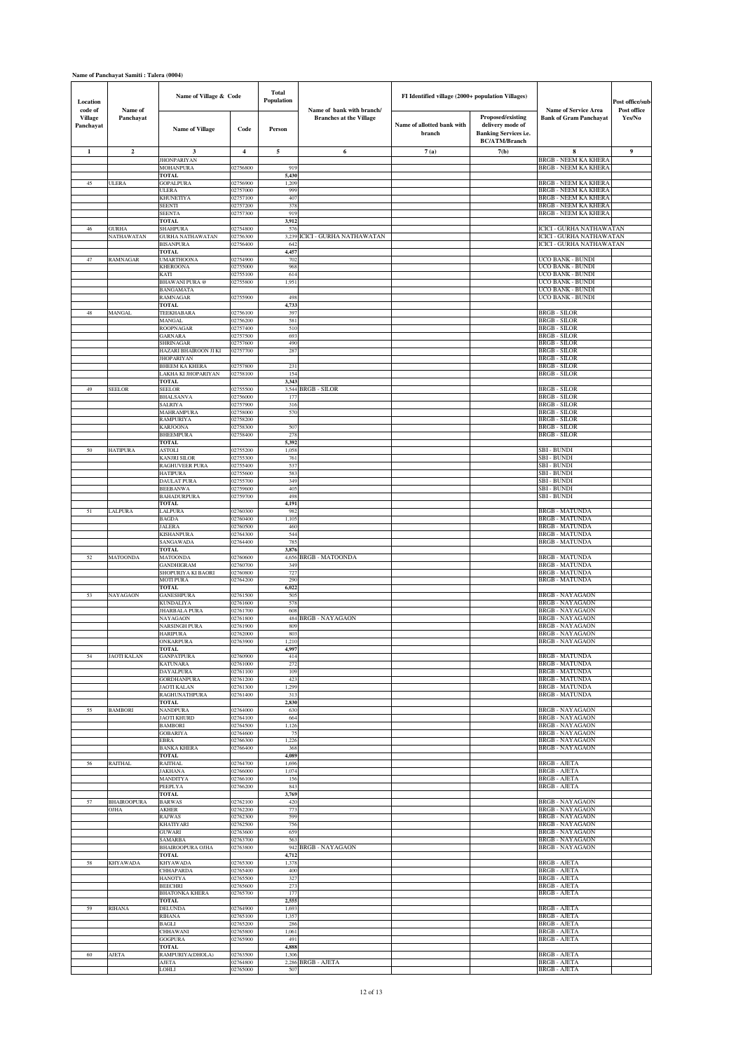**Name of Panchayat Samiti : Talera (0004)**

| Location code of Village Panchayat | Name of Panchayat | Name of Village & Code | | Total Population | Name of bank with branch/ Branches at the Village | FI Identified village (2000+ population Villages) | | Name of Service Area Bank of Gram Panchayat | Post office/sub-Post office Yes/No |
|---|---|---|---|---|---|---|---|---|---|
| | | Name of Village | Code | Person | | Name of allotted bank with branch | Proposed/existing delivery mode of Banking Services i.e. BC/ATM/Branch | | |
| 1 | 2 | 3 | 4 | 5 | 6 | 7 (a) | 7(b) | 8 | 9 |
| | | JHONPARIYAN | | | | | | BRGB - NEEM KA KHERA | |
| | | MOHANPURA | 02756800 | 919 | | | | BRGB - NEEM KA KHERA | |
| | | TOTAL | | 5,430 | | | | | |
| 45 | ULERA | GOPALPURA | 02756900 | 1,209 | | | | BRGB - NEEM KA KHERA | |
| | | ULERA | 02757000 | 999 | | | | BRGB - NEEM KA KHERA | |
| | | KHUNETIYA | 02757100 | 407 | | | | BRGB - NEEM KA KHERA | |
| | | SEENTI | 02757200 | 378 | | | | BRGB - NEEM KA KHERA | |
| | | SEENTA | 02757300 | 919 | | | | BRGB - NEEM KA KHERA | |
| | | TOTAL | | 3,912 | | | | | |
| 46 | GURHA NATHAWATAN | SHAHPURA | 02754800 | 576 | | | | ICICI - GURHA NATHAWATAN | |
| | | GURHA NATHAWATAN | 02756300 | 3,239 | ICICI - GURHA NATHAWATAN | | | ICICI - GURHA NATHAWATAN | |
| | | BISANPURA | 02756400 | 642 | | | | ICICI - GURHA NATHAWATAN | |
| | | TOTAL | | 4,457 | | | | | |
| 47 | RAMNAGAR | UMARTHOONA | 02754900 | 702 | | | | UCO BANK - BUNDI | |
| | | KHEROONA | 02755000 | 968 | | | | UCO BANK - BUNDI | |
| | | KATI | 02755100 | 614 | | | | UCO BANK - BUNDI | |
| | | BHAWANI PURA @ | 02755800 | 1,951 | | | | UCO BANK - BUNDI | |
| | | BANGAMATA | | | | | | UCO BANK - BUNDI | |
| | | RAMNAGAR | 02755900 | 498 | | | | UCO BANK - BUNDI | |
| | | TOTAL | | 4,733 | | | | | |
| 48 | MANGAL | TEEKHABARA | 02756100 | 397 | | | | BRGB - SILOR | |
| | | MANGAL | 02756200 | 581 | | | | BRGB - SILOR | |
| | | ROOPNAGAR | 02757400 | 510 | | | | BRGB - SILOR | |
| | | GARNARA | 02757500 | 693 | | | | BRGB - SILOR | |
| | | SHRINAGAR | 02757600 | 490 | | | | BRGB - SILOR | |
| | | HAZARI BHAIROON JI KI | 02757700 | 287 | | | | BRGB - SILOR | |
| | | JHOPARIYAN | | | | | | BRGB - SILOR | |
| | | BHEEM KA KHERA | 02757800 | 231 | | | | BRGB - SILOR | |
| | | LAKHA KI JHOPARIYAN | 02758100 | 154 | | | | BRGB - SILOR | |
| | | TOTAL | | 3,343 | | | | | |
| 49 | SEELOR | SEELOR | 02755500 | 3,544 | BRGB - SILOR | | | BRGB - SILOR | |
| | | BHALSANVA | 02756000 | 177 | | | | BRGB - SILOR | |
| | | SALRIYA | 02757900 | 316 | | | | BRGB - SILOR | |
| | | MAHRAMPURA | 02758000 | 570 | | | | BRGB - SILOR | |
| | | RAMPURIYA | 02758200 | | | | | BRGB - SILOR | |
| | | KARJOONA | 02758300 | 507 | | | | BRGB - SILOR | |
| | | BHEEMPURA | 02758400 | 278 | | | | BRGB - SILOR | |
| | | TOTAL | | 5,392 | | | | | |
| 50 | HATIPURA | ASTOLI | 02755200 | 1,058 | | | | SBI - BUNDI | |
| | | KANJRI SILOR | 02755300 | 761 | | | | SBI - BUNDI | |
| | | RAGHUVEER PURA | 02755400 | 537 | | | | SBI - BUNDI | |
| | | HATIPURA | 02755600 | 583 | | | | SBI - BUNDI | |
| | | DAULAT PURA | 02755700 | 349 | | | | SBI - BUNDI | |
| | | BEEBANWA | 02759600 | 405 | | | | SBI - BUNDI | |
| | | BAHADURPURA | 02759700 | 498 | | | | SBI - BUNDI | |
| | | TOTAL | | 4,191 | | | | | |
| 51 | LALPURA | LALPURA | 02760300 | 982 | | | | BRGB - MATUNDA | |
| | | BAGDA | 02760400 | 1,105 | | | | BRGB - MATUNDA | |
| | | JALERA | 02760500 | 460 | | | | BRGB - MATUNDA | |
| | | KISHANPURA | 02764300 | 544 | | | | BRGB - MATUNDA | |
| | | SANGAWADA | 02764400 | 785 | | | | BRGB - MATUNDA | |
| | | TOTAL | | 3,876 | | | | | |
| 52 | MATOONDA | MATOONDA | 02760600 | 4,656 | BRGB - MATOONDA | | | BRGB - MATUNDA | |
| | | GANDHIGRAM | 02760700 | 349 | | | | BRGB - MATUNDA | |
| | | SHOPURIYA KI BAORI | 02760800 | 727 | | | | BRGB - MATUNDA | |
| | | MOTI PURA | 02764200 | 290 | | | | BRGB - MATUNDA | |
| | | TOTAL | | 6,022 | | | | | |
| 53 | NAYAGAON | GANESHPURA | 02761500 | 505 | | | | BRGB - NAYAGAON | |
| | | KUNDALIYA | 02761600 | 578 | | | | BRGB - NAYAGAON | |
| | | JHARBALA PURA | 02761700 | 608 | | | | BRGB - NAYAGAON | |
| | | NAYAGAON | 02761800 | 484 | BRGB - NAYAGAON | | | BRGB - NAYAGAON | |
| | | NARSINGH PURA | 02761900 | 809 | | | | BRGB - NAYAGAON | |
| | | HARIPURA | 02762000 | 803 | | | | BRGB - NAYAGAON | |
| | | ONKARPURA | 02763900 | 1,210 | | | | BRGB - NAYAGAON | |
| | | TOTAL | | 4,997 | | | | | |
| 54 | JAOTI KALAN | GANPATPURA | 02760900 | 414 | | | | BRGB - MATUNDA | |
| | | KATUNARA | 02761000 | 272 | | | | BRGB - MATUNDA | |
| | | DAYALPURA | 02761100 | 109 | | | | BRGB - MATUNDA | |
| | | GORDHANPURA | 02761200 | 423 | | | | BRGB - MATUNDA | |
| | | JAOTI KALAN | 02761300 | 1,299 | | | | BRGB - MATUNDA | |
| | | RAGHUNATHPURA | 02761400 | 313 | | | | BRGB - MATUNDA | |
| | | TOTAL | | 2,830 | | | | | |
| 55 | BAMBORI | NANDPURA | 02764000 | 630 | | | | BRGB - NAYAGAON | |
| | | JAOTI KHURD | 02764100 | 664 | | | | BRGB - NAYAGAON | |
| | | BAMBORI | 02764500 | 1,126 | | | | BRGB - NAYAGAON | |
| | | GOBARIYA | 02764600 | 75 | | | | BRGB - NAYAGAON | |
| | | EBRA | 02766300 | 1,226 | | | | BRGB - NAYAGAON | |
| | | BANKA KHERA | 02766400 | 368 | | | | BRGB - NAYAGAON | |
| | | TOTAL | | 4,089 | | | | | |
| 56 | RAITHAL | RAITHAL | 02764700 | 1,696 | | | | BRGB - AJETA | |
| | | JAKHANA | 02766000 | 1,074 | | | | BRGB - AJETA | |
| | | MANDITYA | 02766100 | 156 | | | | BRGB - AJETA | |
| | | PEEPLYA | 02766200 | 843 | | | | BRGB - AJETA | |
| | | TOTAL | | 3,769 | | | | | |
| 57 | BHAIROOPURA OJHA | BARWAS | 02762100 | 420 | | | | BRGB - NAYAGAON | |
| | | AKHER | 02762200 | 773 | | | | BRGB - NAYAGAON | |
| | | RAJWAS | 02762300 | 599 | | | | BRGB - NAYAGAON | |
| | | KHATIYARI | 02762500 | 756 | | | | BRGB - NAYAGAON | |
| | | GUWARI | 02763600 | 659 | | | | BRGB - NAYAGAON | |
| | | SAMARBA | 02763700 | 563 | | | | BRGB - NAYAGAON | |
| | | BHAIROOPURA OJHA | 02763800 | 942 | BRGB - NAYAGAON | | | BRGB - NAYAGAON | |
| | | TOTAL | | 4,712 | | | | | |
| 58 | KHYAWADA | KHYAWADA | 02765300 | 1,378 | | | | BRGB - AJETA | |
| | | CHHAPARDA | 02765400 | 400 | | | | BRGB - AJETA | |
| | | HANOTYA | 02765500 | 327 | | | | BRGB - AJETA | |
| | | BEECHRI | 02765600 | 273 | | | | BRGB - AJETA | |
| | | BHATONKA KHERA | 02765700 | 177 | | | | BRGB - AJETA | |
| | | TOTAL | | 2,555 | | | | | |
| 59 | RIHANA | DELUNDA | 02764900 | 1,693 | | | | BRGB - AJETA | |
| | | RIHANA | 02765100 | 1,357 | | | | BRGB - AJETA | |
| | | BAGLI | 02765200 | 286 | | | | BRGB - AJETA | |
| | | CHHAWANI | 02765800 | 1,061 | | | | BRGB - AJETA | |
| | | GOGPURA | 02765900 | 491 | | | | BRGB - AJETA | |
| | | TOTAL | | 4,888 | | | | | |
| 60 | AJETA | RAMPURIYA(DHOLA) | 02763500 | 1,306 | | | | BRGB - AJETA | |
| | | AJETA | 02764800 | 2,286 | BRGB - AJETA | | | BRGB - AJETA | |
| | | LOHLI | 02765000 | 507 | | | | BRGB - AJETA | |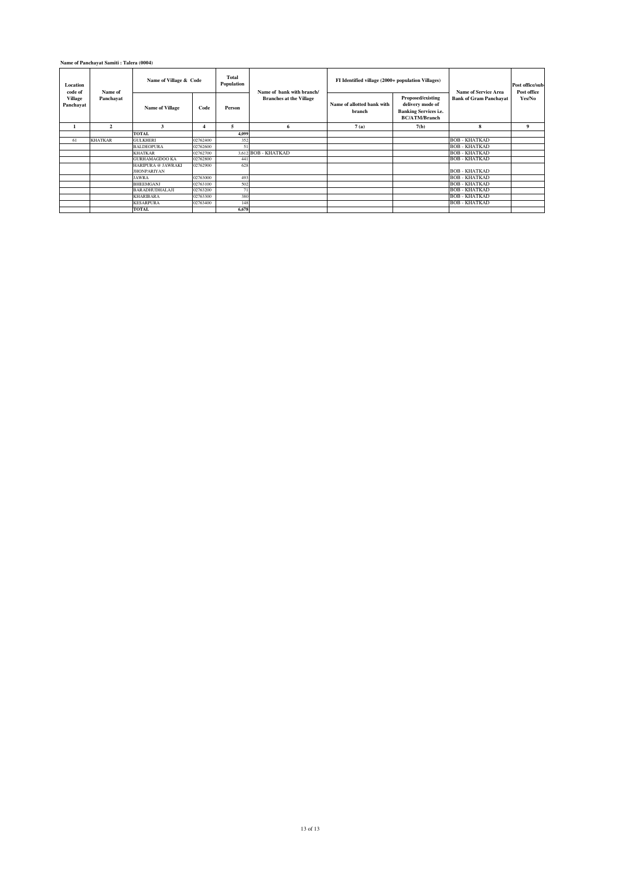**Name of Panchayat Samiti : Talera (0004)**

| Location code of Village Panchayat | Name of Panchayat | Name of Village & Code | | Total Population | Name of bank with branch/ Branches at the Village | FI Identified village (2000+ population Villages) | | Name of Service Area Bank of Gram Panchayat | Post office/sub-Post office Yes/No |
|---|---|---|---|---|---|---|---|---|---|
| | | Name of Village | Code | Person | | Name of allotted bank with branch | Proposed/existing delivery mode of Banking Services i.e. BC/ATM/Branch | | |
| 1 | 2 | 3 | 4 | 5 | 6 | 7 (a) | 7(b) | 8 | 9 |
| | | TOTAL | | 4,099 | | | | | |
| 61 | KHATKAR | GULKHERI | 02762400 | 352 | | | | BOB - KHATKAD | |
| | | BALDEOPURA | 02762600 | 51 | | | | BOB - KHATKAD | |
| | | KHATKAR | 02762700 | 3,612 | BOB - KHATKAD | | | BOB - KHATKAD | |
| | | GURHAMAGDOO KA | 02762800 | 441 | | | | BOB - KHATKAD | |
| | | HARIPURA @ JAWRAKI JHONPARIYAN | 02762900 | 628 | | | | BOB - KHATKAD | |
| | | JAWRA | 02763000 | 493 | | | | BOB - KHATKAD | |
| | | BHEEMGANJ | 02763100 | 502 | | | | BOB - KHATKAD | |
| | | BARADHUDHALAJI | 02763200 | 71 | | | | BOB - KHATKAD | |
| | | KHARIBARA | 02763300 | 380 | | | | BOB - KHATKAD | |
| | | KESARPURA | 02763400 | 148 | | | | BOB - KHATKAD | |
| | | TOTAL | | 6,678 | | | | | |